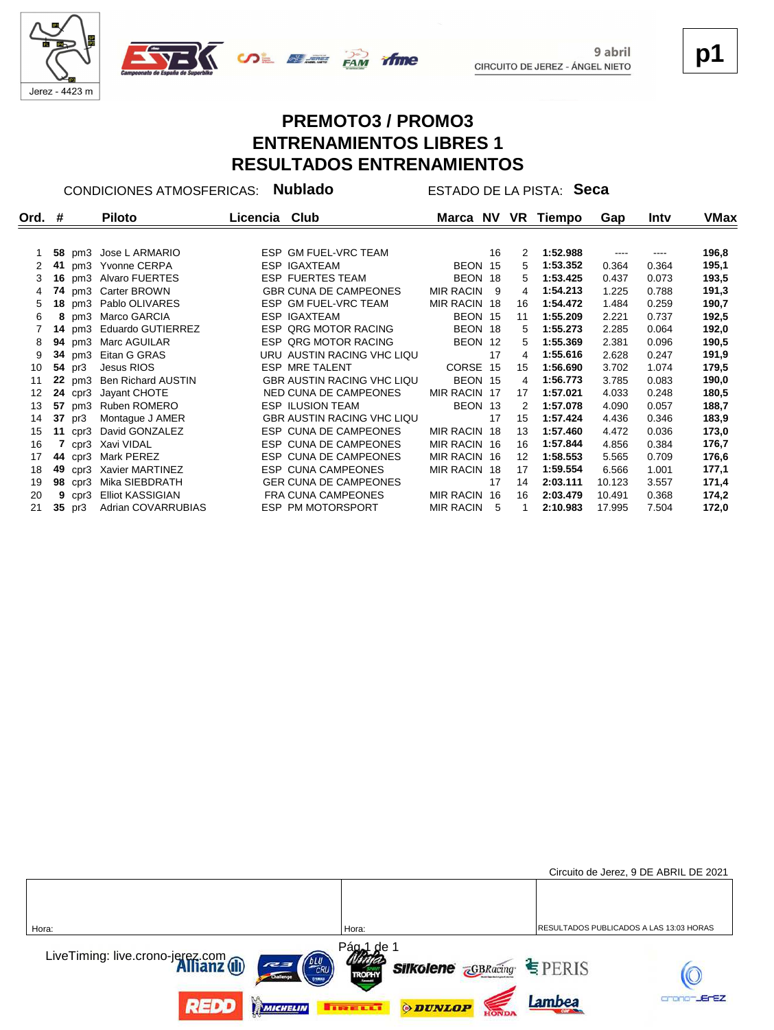9 abril
CIRCUITO DE JEREZ - ÁNGEL NIETO

Jerez - 4423 m

**p1**

# PREMOTO3 / PROMO3
# ENTRENAMIENTOS LIBRES 1
# RESULTADOS ENTRENAMIENTOS

CONDICIONES ATMOSFERICAS: **Nublado** ESTADO DE LA PISTA: **Seca**

| Ord. | # | | Piloto | Licencia | Club | Marca | NV | VR | Tiempo | Gap | Intv | VMax |
|---|---|---|---|---|---|---|---|---|---|---|---|---|
| 1 | **58** | pm3 | Jose L ARMARIO | ESP | GM FUEL-VRC TEAM | | 16 | 2 | **1:52.988** | ---- | ---- | **196,8** |
| 2 | **41** | pm3 | Yvonne CERPA | ESP | IGAXTEAM | BEON | 15 | 5 | **1:53.352** | 0.364 | 0.364 | **195,1** |
| 3 | **16** | pm3 | Alvaro FUERTES | ESP | FUERTES TEAM | BEON | 18 | 5 | **1:53.425** | 0.437 | 0.073 | **193,5** |
| 4 | **74** | pm3 | Carter BROWN | GBR | CUNA DE CAMPEONES | MIR RACIN | 9 | 4 | **1:54.213** | 1.225 | 0.788 | **191,3** |
| 5 | **18** | pm3 | Pablo OLIVARES | ESP | GM FUEL-VRC TEAM | MIR RACIN | 18 | 16 | **1:54.472** | 1.484 | 0.259 | **190,7** |
| 6 | **8** | pm3 | Marco GARCIA | ESP | IGAXTEAM | BEON | 15 | 11 | **1:55.209** | 2.221 | 0.737 | **192,5** |
| 7 | **14** | pm3 | Eduardo GUTIERREZ | ESP | QRG MOTOR RACING | BEON | 18 | 5 | **1:55.273** | 2.285 | 0.064 | **192,0** |
| 8 | **94** | pm3 | Marc AGUILAR | ESP | QRG MOTOR RACING | BEON | 12 | 5 | **1:55.369** | 2.381 | 0.096 | **190,5** |
| 9 | **34** | pm3 | Eitan G GRAS | URU | AUSTIN RACING VHC LIQU | | 17 | 4 | **1:55.616** | 2.628 | 0.247 | **191,9** |
| 10 | **54** | pr3 | Jesus RIOS | ESP | MRE TALENT | CORSE | 15 | 15 | **1:56.690** | 3.702 | 1.074 | **179,5** |
| 11 | **22** | pm3 | Ben Richard AUSTIN | GBR | AUSTIN RACING VHC LIQU | BEON | 15 | 4 | **1:56.773** | 3.785 | 0.083 | **190,0** |
| 12 | **24** | cpr3 | Jayant CHOTE | NED | CUNA DE CAMPEONES | MIR RACIN | 17 | 17 | **1:57.021** | 4.033 | 0.248 | **180,5** |
| 13 | **57** | pm3 | Ruben ROMERO | ESP | ILUSION TEAM | BEON | 13 | 2 | **1:57.078** | 4.090 | 0.057 | **188,7** |
| 14 | **37** | pr3 | Montague J AMER | GBR | AUSTIN RACING VHC LIQU | | 17 | 15 | **1:57.424** | 4.436 | 0.346 | **183,9** |
| 15 | **11** | cpr3 | David GONZALEZ | ESP | CUNA DE CAMPEONES | MIR RACIN | 18 | 13 | **1:57.460** | 4.472 | 0.036 | **173,0** |
| 16 | **7** | cpr3 | Xavi VIDAL | ESP | CUNA DE CAMPEONES | MIR RACIN | 16 | 16 | **1:57.844** | 4.856 | 0.384 | **176,7** |
| 17 | **44** | cpr3 | Mark PEREZ | ESP | CUNA DE CAMPEONES | MIR RACIN | 16 | 12 | **1:58.553** | 5.565 | 0.709 | **176,6** |
| 18 | **49** | cpr3 | Xavier MARTINEZ | ESP | CUNA CAMPEONES | MIR RACIN | 18 | 17 | **1:59.554** | 6.566 | 1.001 | **177,1** |
| 19 | **98** | cpr3 | Mika SIEBDRATH | GER | CUNA DE CAMPEONES | | 17 | 14 | **2:03.111** | 10.123 | 3.557 | **171,4** |
| 20 | **9** | cpr3 | Elliot KASSIGIAN | FRA | CUNA CAMPEONES | MIR RACIN | 16 | 16 | **2:03.479** | 10.491 | 0.368 | **174,2** |
| 21 | **35** | pr3 | Adrian COVARRUBIAS | ESP | PM MOTORSPORT | MIR RACIN | 5 | 1 | **2:10.983** | 17.995 | 7.504 | **172,0** |

Circuito de Jerez, 9 DE ABRIL DE 2021

| Hora: | Hora: | RESULTADOS PUBLICADOS A LAS 13:03 HORAS |
|---|---|---|

LiveTiming: live.crono-jerez.com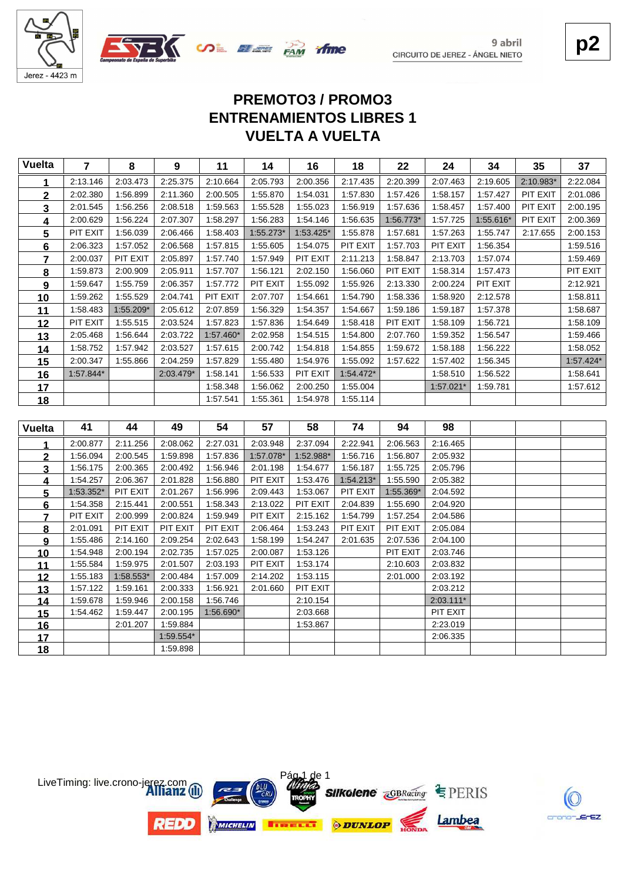9 abril
CIRCUITO DE JEREZ - ÁNGEL NIETO

p2

# PREMOTO3 / PROMO3
# ENTRENAMIENTOS LIBRES 1
# VUELTA A VUELTA

| Vuelta | 7 | 8 | 9 | 11 | 14 | 16 | 18 | 22 | 24 | 34 | 35 | 37 |
|---|---|---|---|---|---|---|---|---|---|---|---|---|
| 1 | 2:13.146 | 2:03.473 | 2:25.375 | 2:10.664 | 2:05.793 | 2:00.356 | 2:17.435 | 2:20.399 | 2:07.463 | 2:19.605 | 2:10.983* | 2:22.084 |
| 2 | 2:02.380 | 1:56.899 | 2:11.360 | 2:00.505 | 1:55.870 | 1:54.031 | 1:57.830 | 1:57.426 | 1:58.157 | 1:57.427 | PIT EXIT | 2:01.086 |
| 3 | 2:01.545 | 1:56.256 | 2:08.518 | 1:59.563 | 1:55.528 | 1:55.023 | 1:56.919 | 1:57.636 | 1:58.457 | 1:57.400 | PIT EXIT | 2:00.195 |
| 4 | 2:00.629 | 1:56.224 | 2:07.307 | 1:58.297 | 1:56.283 | 1:54.146 | 1:56.635 | 1:56.773* | 1:57.725 | 1:55.616* | PIT EXIT | 2:00.369 |
| 5 | PIT EXIT | 1:56.039 | 2:06.466 | 1:58.403 | 1:55.273* | 1:53.425* | 1:55.878 | 1:57.681 | 1:57.263 | 1:55.747 | 2:17.655 | 2:00.153 |
| 6 | 2:06.323 | 1:57.052 | 2:06.568 | 1:57.815 | 1:55.605 | 1:54.075 | PIT EXIT | 1:57.703 | PIT EXIT | 1:56.354 | | 1:59.516 |
| 7 | 2:00.037 | PIT EXIT | 2:05.897 | 1:57.740 | 1:57.949 | PIT EXIT | 2:11.213 | 1:58.847 | 2:13.703 | 1:57.074 | | 1:59.469 |
| 8 | 1:59.873 | 2:00.909 | 2:05.911 | 1:57.707 | 1:56.121 | 2:02.150 | 1:56.060 | PIT EXIT | 1:58.314 | 1:57.473 | | PIT EXIT |
| 9 | 1:59.647 | 1:55.759 | 2:06.357 | 1:57.772 | PIT EXIT | 1:55.092 | 1:55.926 | 2:13.330 | 2:00.224 | PIT EXIT | | 2:12.921 |
| 10 | 1:59.262 | 1:55.529 | 2:04.741 | PIT EXIT | 2:07.707 | 1:54.661 | 1:54.790 | 1:58.336 | 1:58.920 | 2:12.578 | | 1:58.811 |
| 11 | 1:58.483 | 1:55.209* | 2:05.612 | 2:07.859 | 1:56.329 | 1:54.357 | 1:54.667 | 1:59.186 | 1:59.187 | 1:57.378 | | 1:58.687 |
| 12 | PIT EXIT | 1:55.515 | 2:03.524 | 1:57.823 | 1:57.836 | 1:54.649 | 1:58.418 | PIT EXIT | 1:58.109 | 1:56.721 | | 1:58.109 |
| 13 | 2:05.468 | 1:56.644 | 2:03.722 | 1:57.460* | 2:02.958 | 1:54.515 | 1:54.800 | 2:07.760 | 1:59.352 | 1:56.547 | | 1:59.466 |
| 14 | 1:58.752 | 1:57.942 | 2:03.527 | 1:57.615 | 2:00.742 | 1:54.818 | 1:54.855 | 1:59.672 | 1:58.188 | 1:56.222 | | 1:58.052 |
| 15 | 2:00.347 | 1:55.866 | 2:04.259 | 1:57.829 | 1:55.480 | 1:54.976 | 1:55.092 | 1:57.622 | 1:57.402 | 1:56.345 | | 1:57.424* |
| 16 | 1:57.844* | | 2:03.479* | 1:58.141 | 1:56.533 | PIT EXIT | 1:54.472* | | 1:58.510 | 1:56.522 | | 1:58.641 |
| 17 | | | | 1:58.348 | 1:56.062 | 2:00.250 | 1:55.004 | | 1:57.021* | 1:59.781 | | 1:57.612 |
| 18 | | | | 1:57.541 | 1:55.361 | 1:54.978 | 1:55.114 | | | | | |

| Vuelta | 41 | 44 | 49 | 54 | 57 | 58 | 74 | 94 | 98 | | | |
|---|---|---|---|---|---|---|---|---|---|---|---|---|
| 1 | 2:00.877 | 2:11.256 | 2:08.062 | 2:27.031 | 2:03.948 | 2:37.094 | 2:22.941 | 2:06.563 | 2:16.465 | | | |
| 2 | 1:56.094 | 2:00.545 | 1:59.898 | 1:57.836 | 1:57.078* | 1:52.988* | 1:56.716 | 1:56.807 | 2:05.932 | | | |
| 3 | 1:56.175 | 2:00.365 | 2:00.492 | 1:56.946 | 2:01.198 | 1:54.677 | 1:56.187 | 1:55.725 | 2:05.796 | | | |
| 4 | 1:54.257 | 2:06.367 | 2:01.828 | 1:56.880 | PIT EXIT | 1:53.476 | 1:54.213* | 1:55.590 | 2:05.382 | | | |
| 5 | 1:53.352* | PIT EXIT | 2:01.267 | 1:56.996 | 2:09.443 | 1:53.067 | PIT EXIT | 1:55.369* | 2:04.592 | | | |
| 6 | 1:54.358 | 2:15.441 | 2:00.551 | 1:58.343 | 2:13.022 | PIT EXIT | 2:04.839 | 1:55.690 | 2:04.920 | | | |
| 7 | PIT EXIT | 2:00.999 | 2:00.824 | 1:59.949 | PIT EXIT | 2:15.162 | 1:54.799 | 1:57.254 | 2:04.586 | | | |
| 8 | 2:01.091 | PIT EXIT | PIT EXIT | PIT EXIT | 2:06.464 | 1:53.243 | PIT EXIT | PIT EXIT | 2:05.084 | | | |
| 9 | 1:55.486 | 2:14.160 | 2:09.254 | 2:02.643 | 1:58.199 | 1:54.247 | 2:01.635 | 2:07.536 | 2:04.100 | | | |
| 10 | 1:54.948 | 2:00.194 | 2:02.735 | 1:57.025 | 2:00.087 | 1:53.126 | | PIT EXIT | 2:03.746 | | | |
| 11 | 1:55.584 | 1:59.975 | 2:01.507 | 2:03.193 | PIT EXIT | 1:53.174 | | 2:10.603 | 2:03.832 | | | |
| 12 | 1:55.183 | 1:58.553* | 2:00.484 | 1:57.009 | 2:14.202 | 1:53.115 | | 2:01.000 | 2:03.192 | | | |
| 13 | 1:57.122 | 1:59.161 | 2:00.333 | 1:56.921 | 2:01.660 | PIT EXIT | | | 2:03.212 | | | |
| 14 | 1:59.678 | 1:59.946 | 2:00.158 | 1:56.746 | | 2:10.154 | | | 2:03.111* | | | |
| 15 | 1:54.462 | 1:59.447 | 2:00.195 | 1:56.690* | | 2:03.668 | | | PIT EXIT | | | |
| 16 | | 2:01.207 | 1:59.884 | | | 1:53.867 | | | 2:23.019 | | | |
| 17 | | | 1:59.554* | | | | | | 2:06.335 | | | |
| 18 | | | 1:59.898 | | | | | | | | | |

LiveTiming: live.crono-jerez.com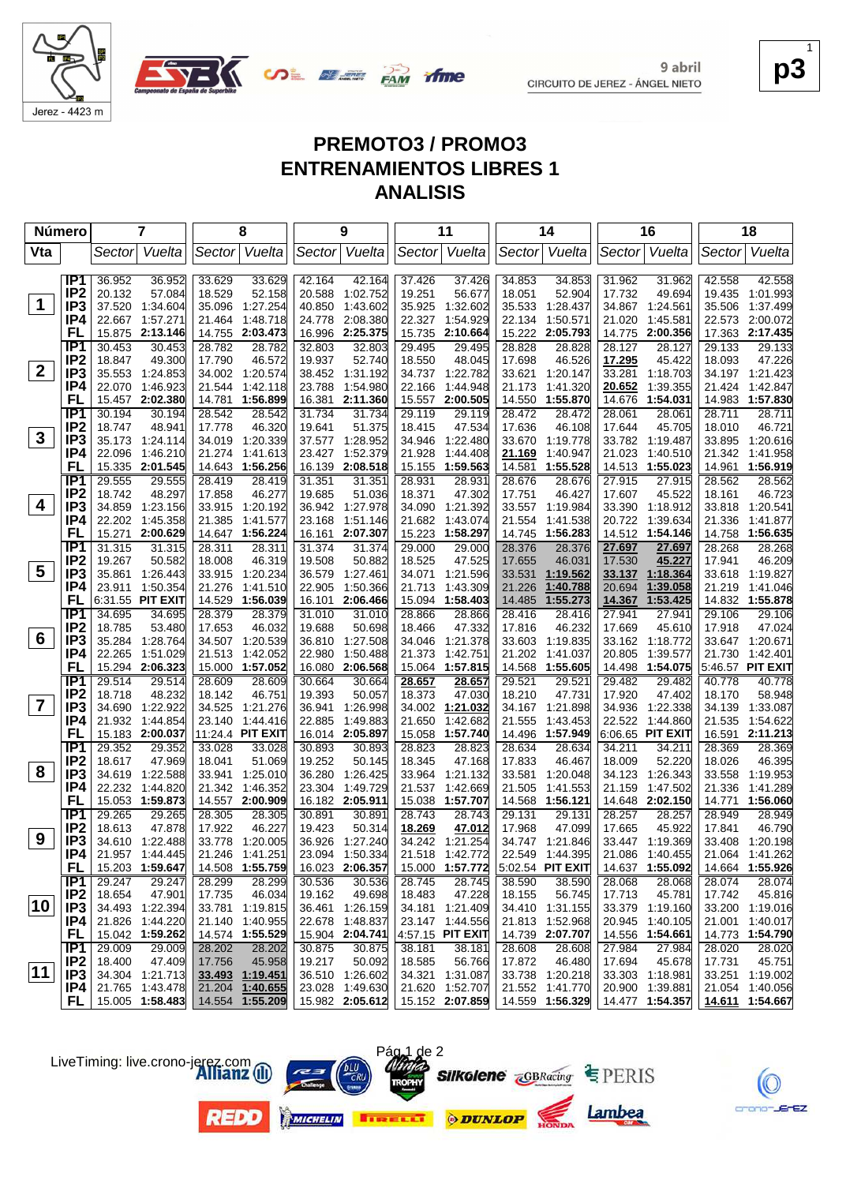9 abril
CIRCUITO DE JEREZ - ÁNGEL NIETO

# PREMOTO3 / PROMO3
## ENTRENAMIENTOS LIBRES 1
## ANALISIS

| Número | | 7 | | 8 | | 9 | | 11 | | 14 | | 16 | | 18 | |
|---|---|---|---|---|---|---|---|---|---|---|---|---|---|---|---|
| Vta | | Sector | Vuelta | Sector | Vuelta | Sector | Vuelta | Sector | Vuelta | Sector | Vuelta | Sector | Vuelta | Sector | Vuelta |
| 1 | IP1 | 36.952 | 36.952 | 33.629 | 33.629 | 42.164 | 42.164 | 37.426 | 37.426 | 34.853 | 34.853 | 31.962 | 31.962 | 42.558 | 42.558 |
| | IP2 | 20.132 | 57.084 | 18.529 | 52.158 | 20.588 | 1:02.752 | 19.251 | 56.677 | 18.051 | 52.904 | 17.732 | 49.694 | 19.435 | 1:01.993 |
| | IP3 | 37.520 | 1:34.604 | 35.096 | 1:27.254 | 40.850 | 1:43.602 | 35.925 | 1:32.602 | 35.533 | 1:28.437 | 34.867 | 1:24.561 | 35.506 | 1:37.499 |
| | IP4 | 22.667 | 1:57.271 | 21.464 | 1:48.718 | 24.778 | 2:08.380 | 22.327 | 1:54.929 | 22.134 | 1:50.571 | 21.020 | 1:45.581 | 22.573 | 2:00.072 |
| | FL | 15.875 | **2:13.146** | 14.755 | **2:03.473** | 16.996 | **2:25.375** | 15.735 | **2:10.664** | 15.222 | **2:05.793** | 14.775 | **2:00.356** | 17.363 | **2:17.435** |
| 2 | IP1 | 30.453 | 30.453 | 28.782 | 28.782 | 32.803 | 32.803 | 29.495 | 29.495 | 28.828 | 28.828 | 28.127 | 28.127 | 29.133 | 29.133 |
| | IP2 | 18.847 | 49.300 | 17.790 | 46.572 | 19.937 | 52.740 | 18.550 | 48.045 | 17.698 | 46.526 | **17.295** | 45.422 | 18.093 | 47.226 |
| | IP3 | 35.553 | 1:24.853 | 34.002 | 1:20.574 | 38.452 | 1:31.192 | 34.737 | 1:22.782 | 33.621 | 1:20.147 | 33.281 | 1:18.703 | 34.197 | 1:21.423 |
| | IP4 | 22.070 | 1:46.923 | 21.544 | 1:42.118 | 23.788 | 1:54.980 | 22.166 | 1:44.948 | 21.173 | 1:41.320 | **20.652** | 1:39.355 | 21.424 | 1:42.847 |
| | FL | 15.457 | **2:02.380** | 14.781 | **1:56.899** | 16.381 | **2:11.360** | 15.557 | **2:00.505** | 14.550 | **1:55.870** | 14.676 | **1:54.031** | 14.983 | **1:57.830** |
| 3 | IP1 | 30.194 | 30.194 | 28.542 | 28.542 | 31.734 | 31.734 | 29.119 | 29.119 | 28.472 | 28.472 | 28.061 | 28.061 | 28.711 | 28.711 |
| | IP2 | 18.747 | 48.941 | 17.778 | 46.320 | 19.641 | 51.375 | 18.415 | 47.534 | 17.636 | 46.108 | 17.644 | 45.705 | 18.010 | 46.721 |
| | IP3 | 35.173 | 1:24.114 | 34.019 | 1:20.339 | 37.577 | 1:28.952 | 34.946 | 1:22.480 | 33.670 | 1:19.778 | 33.782 | 1:19.487 | 33.895 | 1:20.616 |
| | IP4 | 22.096 | 1:46.210 | 21.274 | 1:41.613 | 23.427 | 1:52.379 | 21.928 | 1:44.408 | **21.169** | 1:40.947 | 21.023 | 1:40.510 | 21.342 | 1:41.958 |
| | FL | 15.335 | **2:01.545** | 14.643 | **1:56.256** | 16.139 | **2:08.518** | 15.155 | **1:59.563** | 14.581 | **1:55.528** | 14.513 | **1:55.023** | 14.961 | **1:56.919** |
| 4 | IP1 | 29.555 | 29.555 | 28.419 | 28.419 | 31.351 | 31.351 | 28.931 | 28.931 | 28.676 | 28.676 | 27.915 | 27.915 | 28.562 | 28.562 |
| | IP2 | 18.742 | 48.297 | 17.858 | 46.277 | 19.685 | 51.036 | 18.371 | 47.302 | 17.751 | 46.427 | 17.607 | 45.522 | 18.161 | 46.723 |
| | IP3 | 34.859 | 1:23.156 | 33.915 | 1:20.192 | 36.942 | 1:27.978 | 34.090 | 1:21.392 | 33.557 | 1:19.984 | 33.390 | 1:18.912 | 33.818 | 1:20.541 |
| | IP4 | 22.202 | 1:45.358 | 21.385 | 1:41.577 | 23.168 | 1:51.146 | 21.682 | 1:43.074 | 21.554 | 1:41.538 | 20.722 | 1:39.634 | 21.336 | 1:41.877 |
| | FL | 15.271 | **2:00.629** | 14.647 | **1:56.224** | 16.161 | **2:07.307** | 15.223 | **1:58.297** | 14.745 | **1:56.283** | 14.512 | **1:54.146** | 14.758 | **1:56.635** |
| 5 | IP1 | 31.315 | 31.315 | 28.311 | 28.311 | 31.374 | 31.374 | 29.000 | 29.000 | 28.376 | 28.376 | **27.697** | **27.697** | 28.268 | 28.268 |
| | IP2 | 19.267 | 50.582 | 18.008 | 46.319 | 19.508 | 50.882 | 18.525 | 47.525 | 17.655 | 46.031 | 17.530 | **45.227** | 17.941 | 46.209 |
| | IP3 | 35.861 | 1:26.443 | 33.915 | 1:20.234 | 36.579 | 1:27.461 | 34.071 | 1:21.596 | 33.531 | **1:19.562** | **33.137** | **1:18.364** | 33.618 | 1:19.827 |
| | IP4 | 23.911 | 1:50.354 | 21.276 | 1:41.510 | 22.905 | 1:50.366 | 21.713 | 1:43.309 | 21.226 | **1:40.788** | 20.694 | **1:39.058** | 21.219 | 1:41.046 |
| | FL | 6:31.55 | **PIT EXIT** | 14.529 | **1:56.039** | 16.101 | **2:06.466** | 15.094 | **1:58.403** | 14.485 | **1:55.273** | **14.367** | **1:53.425** | 14.832 | **1:55.878** |
| 6 | IP1 | 34.695 | 34.695 | 28.379 | 28.379 | 31.010 | 31.010 | 28.866 | 28.866 | 28.416 | 28.416 | 27.941 | 27.941 | 29.106 | 29.106 |
| | IP2 | 18.785 | 53.480 | 17.653 | 46.032 | 19.688 | 50.698 | 18.466 | 47.332 | 17.816 | 46.232 | 17.669 | 45.610 | 17.918 | 47.024 |
| | IP3 | 35.284 | 1:28.764 | 34.507 | 1:20.539 | 36.810 | 1:27.508 | 34.046 | 1:21.378 | 33.603 | 1:19.835 | 33.162 | 1:18.772 | 33.647 | 1:20.671 |
| | IP4 | 22.265 | 1:51.029 | 21.513 | 1:42.052 | 22.980 | 1:50.488 | 21.373 | 1:42.751 | 21.202 | 1:41.037 | 20.805 | 1:39.577 | 21.730 | 1:42.401 |
| | FL | 15.294 | **2:06.323** | 15.000 | **1:57.052** | 16.080 | **2:06.568** | 15.064 | **1:57.815** | 14.568 | **1:55.605** | 14.498 | **1:54.075** | 5:46.57 | **PIT EXIT** |
| 7 | IP1 | 29.514 | 29.514 | 28.609 | 28.609 | 30.664 | 30.664 | **28.657** | **28.657** | 29.521 | 29.521 | 29.482 | 29.482 | 40.778 | 40.778 |
| | IP2 | 18.718 | 48.232 | 18.142 | 46.751 | 19.393 | 50.057 | 18.373 | 47.030 | 18.210 | 47.731 | 17.920 | 47.402 | 18.170 | 58.948 |
| | IP3 | 34.690 | 1:22.922 | 34.525 | 1:21.276 | 36.941 | 1:26.998 | 34.002 | **1:21.032** | 34.167 | 1:21.898 | 34.936 | 1:22.338 | 34.139 | 1:33.087 |
| | IP4 | 21.932 | 1:44.854 | 23.140 | 1:44.416 | 22.885 | 1:49.883 | 21.650 | 1:42.682 | 21.555 | 1:43.453 | 22.522 | 1:44.860 | 21.535 | 1:54.622 |
| | FL | 15.183 | **2:00.037** | 11:24.4 | **PIT EXIT** | 16.014 | **2:05.897** | 15.058 | **1:57.740** | 14.496 | **1:57.949** | 6:06.65 | **PIT EXIT** | 16.591 | **2:11.213** |
| 8 | IP1 | 29.352 | 29.352 | 33.028 | 33.028 | 30.893 | 30.893 | 28.823 | 28.823 | 28.634 | 28.634 | 34.211 | 34.211 | 28.369 | 28.369 |
| | IP2 | 18.617 | 47.969 | 18.041 | 51.069 | 19.252 | 50.145 | 18.345 | 47.168 | 17.833 | 46.467 | 18.009 | 52.220 | 18.026 | 46.395 |
| | IP3 | 34.619 | 1:22.588 | 33.941 | 1:25.010 | 36.280 | 1:26.425 | 33.964 | 1:21.132 | 33.581 | 1:20.048 | 34.123 | 1:26.343 | 33.558 | 1:19.953 |
| | IP4 | 22.232 | 1:44.820 | 21.342 | 1:46.352 | 23.304 | 1:49.729 | 21.537 | 1:42.669 | 21.505 | 1:41.553 | 21.159 | 1:47.502 | 21.336 | 1:41.289 |
| | FL | 15.053 | **1:59.873** | 14.557 | **2:00.909** | 16.182 | **2:05.911** | 15.038 | **1:57.707** | 14.568 | **1:56.121** | 14.648 | **2:02.150** | 14.771 | **1:56.060** |
| 9 | IP1 | 29.265 | 29.265 | 28.305 | 28.305 | 30.891 | 30.891 | 28.743 | 28.743 | 29.131 | 29.131 | 28.257 | 28.257 | 28.949 | 28.949 |
| | IP2 | 18.613 | 47.878 | 17.922 | 46.227 | 19.423 | 50.314 | **18.269** | **47.012** | 17.968 | 47.099 | 17.665 | 45.922 | 17.841 | 46.790 |
| | IP3 | 34.610 | 1:22.488 | 33.778 | 1:20.005 | 36.926 | 1:27.240 | 34.242 | 1:21.254 | 34.747 | 1:21.846 | 33.447 | 1:19.369 | 33.408 | 1:20.198 |
| | IP4 | 21.957 | 1:44.445 | 21.246 | 1:41.251 | 23.094 | 1:50.334 | 21.518 | 1:42.772 | 22.549 | 1:44.395 | 21.086 | 1:40.455 | 21.064 | 1:41.262 |
| | FL | 15.203 | **1:59.647** | 14.508 | **1:55.759** | 16.023 | **2:06.357** | 15.000 | **1:57.772** | 5:02.54 | **PIT EXIT** | 14.637 | **1:55.092** | 14.664 | **1:55.926** |
| 10 | IP1 | 29.247 | 29.247 | 28.299 | 28.299 | 30.536 | 30.536 | 28.745 | 28.745 | 38.590 | 38.590 | 28.068 | 28.068 | 28.074 | 28.074 |
| | IP2 | 18.654 | 47.901 | 17.735 | 46.034 | 19.162 | 49.698 | 18.483 | 47.228 | 18.155 | 56.745 | 17.713 | 45.781 | 17.742 | 45.816 |
| | IP3 | 34.493 | 1:22.394 | 33.781 | 1:19.815 | 36.461 | 1:26.159 | 34.181 | 1:21.409 | 34.410 | 1:31.155 | 33.379 | 1:19.160 | 33.200 | 1:19.016 |
| | IP4 | 21.826 | 1:44.220 | 21.140 | 1:40.955 | 22.678 | 1:48.837 | 23.147 | 1:44.556 | 21.813 | 1:52.968 | 20.945 | 1:40.105 | 21.001 | 1:40.017 |
| | FL | 15.042 | **1:59.262** | 14.574 | **1:55.529** | 15.904 | **2:04.741** | 4:57.15 | **PIT EXIT** | 14.739 | **2:07.707** | 14.556 | **1:54.661** | 14.773 | **1:54.790** |
| 11 | IP1 | 29.009 | 29.009 | 28.202 | 28.202 | 30.875 | 30.875 | 38.181 | 38.181 | 28.608 | 28.608 | 27.984 | 27.984 | 28.020 | 28.020 |
| | IP2 | 18.400 | 47.409 | 17.756 | 45.958 | 19.217 | 50.092 | 18.585 | 56.766 | 17.872 | 46.480 | 17.694 | 45.678 | 17.731 | 45.751 |
| | IP3 | 34.304 | 1:21.713 | **33.493** | **1:19.451** | 36.510 | 1:26.602 | 34.321 | 1:31.087 | 33.738 | 1:20.218 | 33.303 | 1:18.981 | 33.251 | 1:19.002 |
| | IP4 | 21.765 | 1:43.478 | 21.204 | **1:40.655** | 23.028 | 1:49.630 | 21.620 | 1:52.707 | 21.552 | 1:41.770 | 20.900 | 1:39.881 | 21.054 | 1:40.056 |
| | FL | 15.005 | **1:58.483** | 14.554 | **1:55.209** | 15.982 | **2:05.612** | 15.152 | **2:07.859** | 14.559 | **1:56.329** | 14.477 | **1:54.357** | **14.611** | **1:54.667** |

LiveTiming: live.crono-jerez.com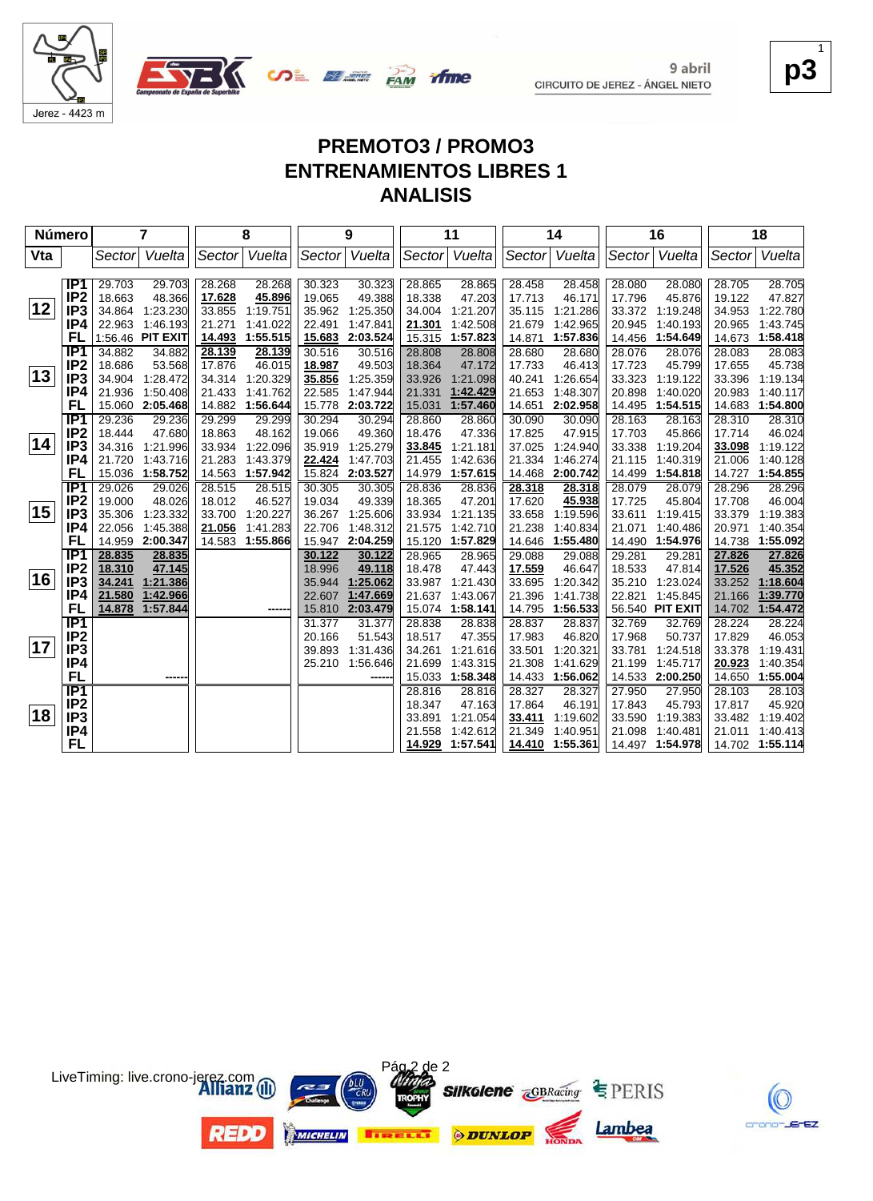Jerez - 4423 m

9 abril
CIRCUITO DE JEREZ - ÁNGEL NIETO

p3

# PREMOTO3 / PROMO3
# ENTRENAMIENTOS LIBRES 1
# ANALISIS

| Número | | 7 | | 8 | | 9 | | 11 | | 14 | | 16 | | 18 | |
|---|---|---|---|---|---|---|---|---|---|---|---|---|---|---|---|
| Vta | | Sector | Vuelta | Sector | Vuelta | Sector | Vuelta | Sector | Vuelta | Sector | Vuelta | Sector | Vuelta | Sector | Vuelta |
| 12 | IP1 | 29.703 | 29.703 | 28.268 | 28.268 | 30.323 | 30.323 | 28.865 | 28.865 | 28.458 | 28.458 | 28.080 | 28.080 | 28.705 | 28.705 |
| | IP2 | 18.663 | 48.366 | **17.628** | **45.896** | 19.065 | 49.388 | 18.338 | 47.203 | 17.713 | 46.171 | 17.796 | 45.876 | 19.122 | 47.827 |
| | IP3 | 34.864 | 1:23.230 | 33.855 | 1:19.751 | 35.962 | 1:25.350 | 34.004 | 1:21.207 | 35.115 | 1:21.286 | 33.372 | 1:19.248 | 34.953 | 1:22.780 |
| | IP4 | 22.963 | 1:46.193 | 21.271 | 1:41.022 | 22.491 | 1:47.841 | **21.301** | 1:42.508 | 21.679 | 1:42.965 | 20.945 | 1:40.193 | 20.965 | 1:43.745 |
| | FL | 1:56.46 | PIT EXIT | **14.493** | 1:55.515 | **15.683** | 2:03.524 | 15.315 | 1:57.823 | 14.871 | 1:57.836 | 14.456 | 1:54.649 | 14.673 | 1:58.418 |
| 13 | IP1 | 34.882 | 34.882 | **28.139** | **28.139** | 30.516 | 30.516 | 28.808 | 28.808 | 28.680 | 28.680 | 28.076 | 28.076 | 28.083 | 28.083 |
| | IP2 | 18.686 | 53.568 | 17.876 | 46.015 | **18.987** | 49.503 | 18.364 | 47.172 | 17.733 | 46.413 | 17.655 | 45.799 | 17.655 | 45.738 |
| | IP3 | 34.904 | 1:28.472 | 34.314 | 1:20.329 | **35.856** | 1:25.359 | 33.926 | 1:21.098 | 40.241 | 1:26.654 | 33.323 | 1:19.122 | 33.396 | 1:19.134 |
| | IP4 | 21.936 | 1:50.408 | 21.433 | 1:41.762 | 22.585 | 1:47.944 | 21.331 | **1:42.429** | 21.653 | 1:48.307 | 20.898 | 1:40.020 | 20.983 | 1:40.117 |
| | FL | 15.060 | 2:05.468 | 14.882 | 1:56.644 | 15.778 | 2:03.722 | 15.031 | 1:57.460 | 14.651 | 2:02.958 | 14.495 | 1:54.515 | 14.683 | 1:54.800 |
| 14 | IP1 | 29.236 | 29.236 | 29.299 | 29.299 | 30.294 | 30.294 | 28.860 | 28.860 | 30.090 | 30.090 | 28.163 | 28.163 | 28.310 | 28.310 |
| | IP2 | 18.444 | 47.680 | 18.863 | 48.162 | 19.066 | 49.360 | 18.476 | 47.336 | 17.825 | 47.915 | 17.703 | 45.866 | 17.714 | 46.024 |
| | IP3 | 34.316 | 1:21.996 | 33.934 | 1:22.096 | 35.919 | 1:25.279 | **33.845** | 1:21.181 | 37.025 | 1:24.940 | 33.338 | 1:19.204 | **33.098** | 1:19.122 |
| | IP4 | 21.720 | 1:43.716 | 21.283 | 1:43.379 | **22.424** | 1:47.703 | 21.455 | 1:42.636 | 21.334 | 1:46.274 | 21.115 | 1:40.319 | 21.006 | 1:40.128 |
| | FL | 15.036 | 1:58.752 | 14.563 | 1:57.942 | 15.824 | 2:03.527 | 14.979 | 1:57.615 | 14.468 | 2:00.742 | 14.499 | 1:54.818 | 14.727 | 1:54.855 |
| 15 | IP1 | 29.026 | 29.026 | 28.515 | 28.515 | 30.305 | 30.305 | 28.836 | 28.836 | **28.318** | **28.318** | 28.079 | 28.079 | 28.296 | 28.296 |
| | IP2 | 19.000 | 48.026 | 18.012 | 46.527 | 19.034 | 49.339 | 18.365 | 47.201 | 17.620 | **45.938** | 17.725 | 45.804 | 17.708 | 46.004 |
| | IP3 | 35.306 | 1:23.332 | 33.700 | 1:20.227 | 36.267 | 1:25.606 | 33.934 | 1:21.135 | 33.658 | 1:19.596 | 33.611 | 1:19.415 | 33.379 | 1:19.383 |
| | IP4 | 22.056 | 1:45.388 | **21.056** | 1:41.283 | 22.706 | 1:48.312 | 21.575 | 1:42.710 | 21.238 | 1:40.834 | 21.071 | 1:40.486 | 20.971 | 1:40.354 |
| | FL | 14.959 | 2:00.347 | 14.583 | 1:55.866 | 15.947 | 2:04.259 | 15.120 | 1:57.829 | 14.646 | 1:55.480 | 14.490 | 1:54.976 | 14.738 | 1:55.092 |
| 16 | IP1 | **28.835** | **28.835** | | | **30.122** | **30.122** | 28.965 | 28.965 | 29.088 | 29.088 | 29.281 | 29.281 | **27.826** | **27.826** |
| | IP2 | **18.310** | **47.145** | | | 18.996 | **49.118** | 18.478 | 47.443 | **17.559** | 46.647 | 18.533 | 47.814 | **17.526** | **45.352** |
| | IP3 | **34.241** | **1:21.386** | | | 35.944 | **1:25.062** | 33.987 | 1:21.430 | 33.695 | 1:20.342 | 35.210 | 1:23.024 | 33.252 | **1:18.604** |
| | IP4 | **21.580** | **1:42.966** | | | 22.607 | **1:47.669** | 21.637 | 1:43.067 | 21.396 | 1:41.738 | 22.821 | 1:45.845 | 21.166 | **1:39.770** |
| | FL | **14.878** | 1:57.844 | | ------ | 15.810 | 2:03.479 | 15.074 | 1:58.141 | 14.795 | 1:56.533 | 56.540 | PIT EXIT | 14.702 | 1:54.472 |
| 17 | IP1 | | | | | 31.377 | 31.377 | 28.838 | 28.838 | 28.837 | 28.837 | 32.769 | 32.769 | 28.224 | 28.224 |
| | IP2 | | | | | 20.166 | 51.543 | 18.517 | 47.355 | 17.983 | 46.820 | 17.968 | 50.737 | 17.829 | 46.053 |
| | IP3 | | | | | 39.893 | 1:31.436 | 34.261 | 1:21.616 | 33.501 | 1:20.321 | 33.781 | 1:24.518 | 33.378 | 1:19.431 |
| | IP4 | | | | | 25.210 | 1:56.646 | 21.699 | 1:43.315 | 21.308 | 1:41.629 | 21.199 | 1:45.717 | **20.923** | 1:40.354 |
| | FL | | ------ | | | | ------ | 15.033 | 1:58.348 | 14.433 | 1:56.062 | 14.533 | 2:00.250 | 14.650 | 1:55.004 |
| 18 | IP1 | | | | | | | 28.816 | 28.816 | 28.327 | 28.327 | 27.950 | 27.950 | 28.103 | 28.103 |
| | IP2 | | | | | | | 18.347 | 47.163 | 17.864 | 46.191 | 17.843 | 45.793 | 17.817 | 45.920 |
| | IP3 | | | | | | | 33.891 | 1:21.054 | **33.411** | 1:19.602 | 33.590 | 1:19.383 | 33.482 | 1:19.402 |
| | IP4 | | | | | | | 21.558 | 1:42.612 | 21.349 | 1:40.951 | 21.098 | 1:40.481 | 21.011 | 1:40.413 |
| | FL | | | | | | | **14.929** | 1:57.541 | **14.410** | 1:55.361 | 14.497 | 1:54.978 | 14.702 | 1:55.114 |

LiveTiming: live.crono-jerez.com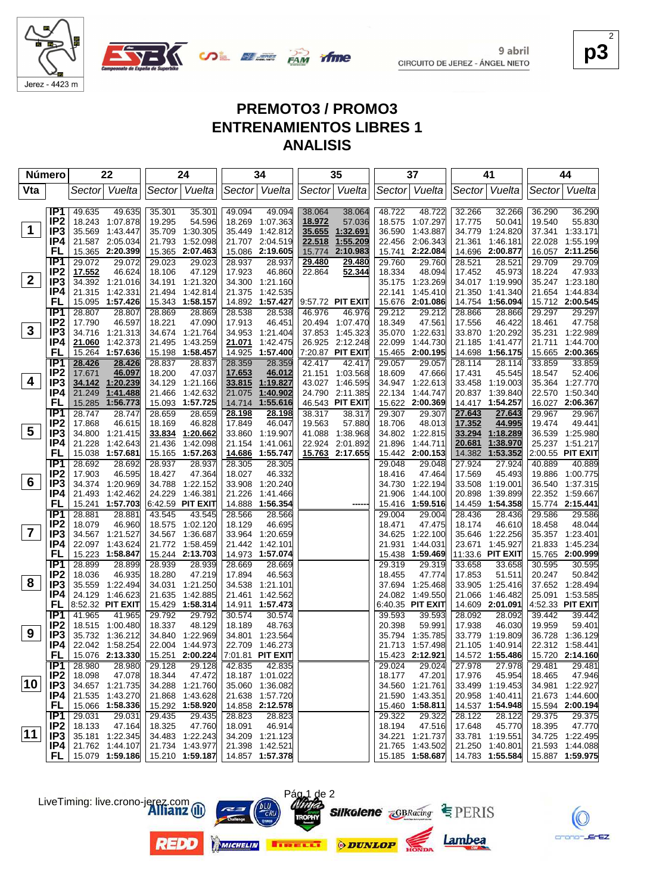9 abril
CIRCUITO DE JEREZ - ÁNGEL NIETO

# PREMOTO3 / PROMO3
## ENTRENAMIENTOS LIBRES 1
## ANALISIS

| Vta | | 22 Sector | 22 Vuelta | 24 Sector | 24 Vuelta | 34 Sector | 34 Vuelta | 35 Sector | 35 Vuelta | 37 Sector | 37 Vuelta | 41 Sector | 41 Vuelta | 44 Sector | 44 Vuelta |
|---|---|---|---|---|---|---|---|---|---|---|---|---|---|---|---|
| 1 | IP1 | 49.635 | 49.635 | 35.301 | 35.301 | 49.094 | 49.094 | 38.064 | 38.064 | 48.722 | 48.722 | 32.266 | 32.266 | 36.290 | 36.290 |
| | IP2 | 18.243 | 1:07.878 | 19.295 | 54.596 | 18.269 | 1:07.363 | 18.972 | 57.036 | 18.575 | 1:07.297 | 17.775 | 50.041 | 19.540 | 55.830 |
| | IP3 | 35.569 | 1:43.447 | 35.709 | 1:30.305 | 35.449 | 1:42.812 | 35.655 | 1:32.691 | 36.590 | 1:43.887 | 34.779 | 1:24.820 | 37.341 | 1:33.171 |
| | IP4 | 21.587 | 2:05.034 | 21.793 | 1:52.098 | 21.707 | 2:04.519 | 22.518 | 1:55.209 | 22.456 | 2:06.343 | 21.361 | 1:46.181 | 22.028 | 1:55.199 |
| | FL | 15.365 | 2:20.399 | 15.365 | 2:07.463 | 15.086 | 2:19.605 | 15.774 | 2:10.983 | 15.741 | 2:22.084 | 14.696 | 2:00.877 | 16.057 | 2:11.256 |
| 2 | IP1 | 29.072 | 29.072 | 29.023 | 29.023 | 28.937 | 28.937 | 29.480 | 29.480 | 29.760 | 29.760 | 28.521 | 28.521 | 29.709 | 29.709 |
| | IP2 | 17.552 | 46.624 | 18.106 | 47.129 | 17.923 | 46.860 | 22.864 | 52.344 | 18.334 | 48.094 | 17.452 | 45.973 | 18.224 | 47.933 |
| | IP3 | 34.392 | 1:21.016 | 34.191 | 1:21.320 | 34.300 | 1:21.160 | | | 35.175 | 1:23.269 | 34.017 | 1:19.990 | 35.247 | 1:23.180 |
| | IP4 | 21.315 | 1:42.331 | 21.494 | 1:42.814 | 21.375 | 1:42.535 | | | 22.141 | 1:45.410 | 21.350 | 1:41.340 | 21.654 | 1:44.834 |
| | FL | 15.095 | 1:57.426 | 15.343 | 1:58.157 | 14.892 | 1:57.427 | 9:57.72 | PIT EXIT | 15.676 | 2:01.086 | 14.754 | 1:56.094 | 15.712 | 2:00.545 |
| 3 | IP1 | 28.807 | 28.807 | 28.869 | 28.869 | 28.538 | 28.538 | 46.976 | 46.976 | 29.212 | 29.212 | 28.866 | 28.866 | 29.297 | 29.297 |
| | IP2 | 17.790 | 46.597 | 18.221 | 47.090 | 17.913 | 46.451 | 20.494 | 1:07.470 | 18.349 | 47.561 | 17.556 | 46.422 | 18.461 | 47.758 |
| | IP3 | 34.716 | 1:21.313 | 34.674 | 1:21.764 | 34.953 | 1:21.404 | 37.853 | 1:45.323 | 35.070 | 1:22.631 | 33.870 | 1:20.292 | 35.231 | 1:22.989 |
| | IP4 | 21.060 | 1:42.373 | 21.495 | 1:43.259 | 21.071 | 1:42.475 | 26.925 | 2:12.248 | 22.099 | 1:44.730 | 21.185 | 1:41.477 | 21.711 | 1:44.700 |
| | FL | 15.264 | 1:57.636 | 15.198 | 1:58.457 | 14.925 | 1:57.400 | 7:20.87 | PIT EXIT | 15.465 | 2:00.195 | 14.698 | 1:56.175 | 15.665 | 2:00.365 |
| 4 | IP1 | 28.426 | 28.426 | 28.837 | 28.837 | 28.359 | 28.359 | 42.417 | 42.417 | 29.057 | 29.057 | 28.114 | 28.114 | 33.859 | 33.859 |
| | IP2 | 17.671 | 46.097 | 18.200 | 47.037 | 17.653 | 46.012 | 21.151 | 1:03.568 | 18.609 | 47.666 | 17.431 | 45.545 | 18.547 | 52.406 |
| | IP3 | 34.142 | 1:20.239 | 34.129 | 1:21.166 | 33.815 | 1:19.827 | 43.027 | 1:46.595 | 34.947 | 1:22.613 | 33.458 | 1:19.003 | 35.364 | 1:27.770 |
| | IP4 | 21.249 | 1:41.488 | 21.466 | 1:42.632 | 21.075 | 1:40.902 | 24.790 | 2:11.385 | 22.134 | 1:44.747 | 20.837 | 1:39.840 | 22.570 | 1:50.340 |
| | FL | 15.285 | 1:56.773 | 15.093 | 1:57.725 | 14.714 | 1:55.616 | 46.543 | PIT EXIT | 15.622 | 2:00.369 | 14.417 | 1:54.257 | 16.027 | 2:06.367 |
| 5 | IP1 | 28.747 | 28.747 | 28.659 | 28.659 | 28.198 | 28.198 | 38.317 | 38.317 | 29.307 | 29.307 | 27.643 | 27.643 | 29.967 | 29.967 |
| | IP2 | 17.868 | 46.615 | 18.169 | 46.828 | 17.849 | 46.047 | 19.563 | 57.880 | 18.706 | 48.013 | 17.352 | 44.995 | 19.474 | 49.441 |
| | IP3 | 34.800 | 1:21.415 | 33.834 | 1:20.662 | 33.860 | 1:19.907 | 41.088 | 1:38.968 | 34.802 | 1:22.815 | 33.294 | 1:18.289 | 36.539 | 1:25.980 |
| | IP4 | 21.228 | 1:42.643 | 21.436 | 1:42.098 | 21.154 | 1:41.061 | 22.924 | 2:01.892 | 21.896 | 1:44.711 | 20.681 | 1:38.970 | 25.237 | 1:51.217 |
| | FL | 15.038 | 1:57.681 | 15.165 | 1:57.263 | 14.686 | 1:55.747 | 15.763 | 2:17.655 | 15.442 | 2:00.153 | 14.382 | 1:53.352 | 2:00.55 | PIT EXIT |
| 6 | IP1 | 28.692 | 28.692 | 28.937 | 28.937 | 28.305 | 28.305 | | | 29.048 | 29.048 | 27.924 | 27.924 | 40.889 | 40.889 |
| | IP2 | 17.903 | 46.595 | 18.427 | 47.364 | 18.027 | 46.332 | | | 18.416 | 47.464 | 17.569 | 45.493 | 19.886 | 1:00.775 |
| | IP3 | 34.374 | 1:20.969 | 34.788 | 1:22.152 | 33.908 | 1:20.240 | | | 34.730 | 1:22.194 | 33.508 | 1:19.001 | 36.540 | 1:37.315 |
| | IP4 | 21.493 | 1:42.462 | 24.229 | 1:46.381 | 21.226 | 1:41.466 | | | 21.906 | 1:44.100 | 20.898 | 1:39.899 | 22.352 | 1:59.667 |
| | FL | 15.241 | 1:57.703 | 6:42.59 | PIT EXIT | 14.888 | 1:56.354 | | ------ | 15.416 | 1:59.516 | 14.459 | 1:54.358 | 15.774 | 2:15.441 |
| 7 | IP1 | 28.881 | 28.881 | 43.545 | 43.545 | 28.566 | 28.566 | | | 29.004 | 29.004 | 28.436 | 28.436 | 29.586 | 29.586 |
| | IP2 | 18.079 | 46.960 | 18.575 | 1:02.120 | 18.129 | 46.695 | | | 18.471 | 47.475 | 18.174 | 46.610 | 18.458 | 48.044 |
| | IP3 | 34.567 | 1:21.527 | 34.567 | 1:36.687 | 33.964 | 1:20.659 | | | 34.625 | 1:22.100 | 35.646 | 1:22.256 | 35.357 | 1:23.401 |
| | IP4 | 22.097 | 1:43.624 | 21.772 | 1:58.459 | 21.442 | 1:42.101 | | | 21.931 | 1:44.031 | 23.671 | 1:45.927 | 21.833 | 1:45.234 |
| | FL | 15.223 | 1:58.847 | 15.244 | 2:13.703 | 14.973 | 1:57.074 | | | 15.438 | 1:59.469 | 11:33.6 | PIT EXIT | 15.765 | 2:00.999 |
| 8 | IP1 | 28.899 | 28.899 | 28.939 | 28.939 | 28.669 | 28.669 | | | 29.319 | 29.319 | 33.658 | 33.658 | 30.595 | 30.595 |
| | IP2 | 18.036 | 46.935 | 18.280 | 47.219 | 17.894 | 46.563 | | | 18.455 | 47.774 | 17.853 | 51.511 | 20.247 | 50.842 |
| | IP3 | 35.559 | 1:22.494 | 34.031 | 1:21.250 | 34.538 | 1:21.101 | | | 37.694 | 1:25.468 | 33.905 | 1:25.416 | 37.652 | 1:28.494 |
| | IP4 | 24.129 | 1:46.623 | 21.635 | 1:42.885 | 21.461 | 1:42.562 | | | 24.082 | 1:49.550 | 21.066 | 1:46.482 | 25.091 | 1:53.585 |
| | FL | 8:52.32 | PIT EXIT | 15.429 | 1:58.314 | 14.911 | 1:57.473 | | | 6:40.35 | PIT EXIT | 14.609 | 2:01.091 | 4:52.33 | PIT EXIT |
| 9 | IP1 | 41.965 | 41.965 | 29.792 | 29.792 | 30.574 | 30.574 | | | 39.593 | 39.593 | 28.092 | 28.092 | 39.442 | 39.442 |
| | IP2 | 18.515 | 1:00.480 | 18.337 | 48.129 | 18.189 | 48.763 | | | 20.398 | 59.991 | 17.938 | 46.030 | 19.959 | 59.401 |
| | IP3 | 35.732 | 1:36.212 | 34.840 | 1:22.969 | 34.801 | 1:23.564 | | | 35.794 | 1:35.785 | 33.779 | 1:19.809 | 36.728 | 1:36.129 |
| | IP4 | 22.042 | 1:58.254 | 22.004 | 1:44.973 | 22.709 | 1:46.273 | | | 21.713 | 1:57.498 | 21.105 | 1:40.914 | 22.312 | 1:58.441 |
| | FL | 15.076 | 2:13.330 | 15.251 | 2:00.224 | 7:01.81 | PIT EXIT | | | 15.423 | 2:12.921 | 14.572 | 1:55.486 | 15.720 | 2:14.160 |
| 10 | IP1 | 28.980 | 28.980 | 29.128 | 29.128 | 42.835 | 42.835 | | | 29.024 | 29.024 | 27.978 | 27.978 | 29.481 | 29.481 |
| | IP2 | 18.098 | 47.078 | 18.344 | 47.472 | 18.187 | 1:01.022 | | | 18.177 | 47.201 | 17.976 | 45.954 | 18.465 | 47.946 |
| | IP3 | 34.657 | 1:21.735 | 34.288 | 1:21.760 | 35.060 | 1:36.082 | | | 34.560 | 1:21.761 | 33.499 | 1:19.453 | 34.981 | 1:22.927 |
| | IP4 | 21.535 | 1:43.270 | 21.868 | 1:43.628 | 21.638 | 1:57.720 | | | 21.590 | 1:43.351 | 20.958 | 1:40.411 | 21.673 | 1:44.600 |
| | FL | 15.066 | 1:58.336 | 15.292 | 1:58.920 | 14.858 | 2:12.578 | | | 15.460 | 1:58.811 | 14.537 | 1:54.948 | 15.594 | 2:00.194 |
| 11 | IP1 | 29.031 | 29.031 | 29.435 | 29.435 | 28.823 | 28.823 | | | 29.322 | 29.322 | 28.122 | 28.122 | 29.375 | 29.375 |
| | IP2 | 18.133 | 47.164 | 18.325 | 47.760 | 18.091 | 46.914 | | | 18.194 | 47.516 | 17.648 | 45.770 | 18.395 | 47.770 |
| | IP3 | 35.181 | 1:22.345 | 34.483 | 1:22.243 | 34.209 | 1:21.123 | | | 34.221 | 1:21.737 | 33.781 | 1:19.551 | 34.725 | 1:22.495 |
| | IP4 | 21.762 | 1:44.107 | 21.734 | 1:43.977 | 21.398 | 1:42.521 | | | 21.765 | 1:43.502 | 21.250 | 1:40.801 | 21.593 | 1:44.088 |
| | FL | 15.079 | 1:59.186 | 15.210 | 1:59.187 | 14.857 | 1:57.378 | | | 15.185 | 1:58.687 | 14.783 | 1:55.584 | 15.887 | 1:59.975 |

LiveTiming: live.crono-jerez.com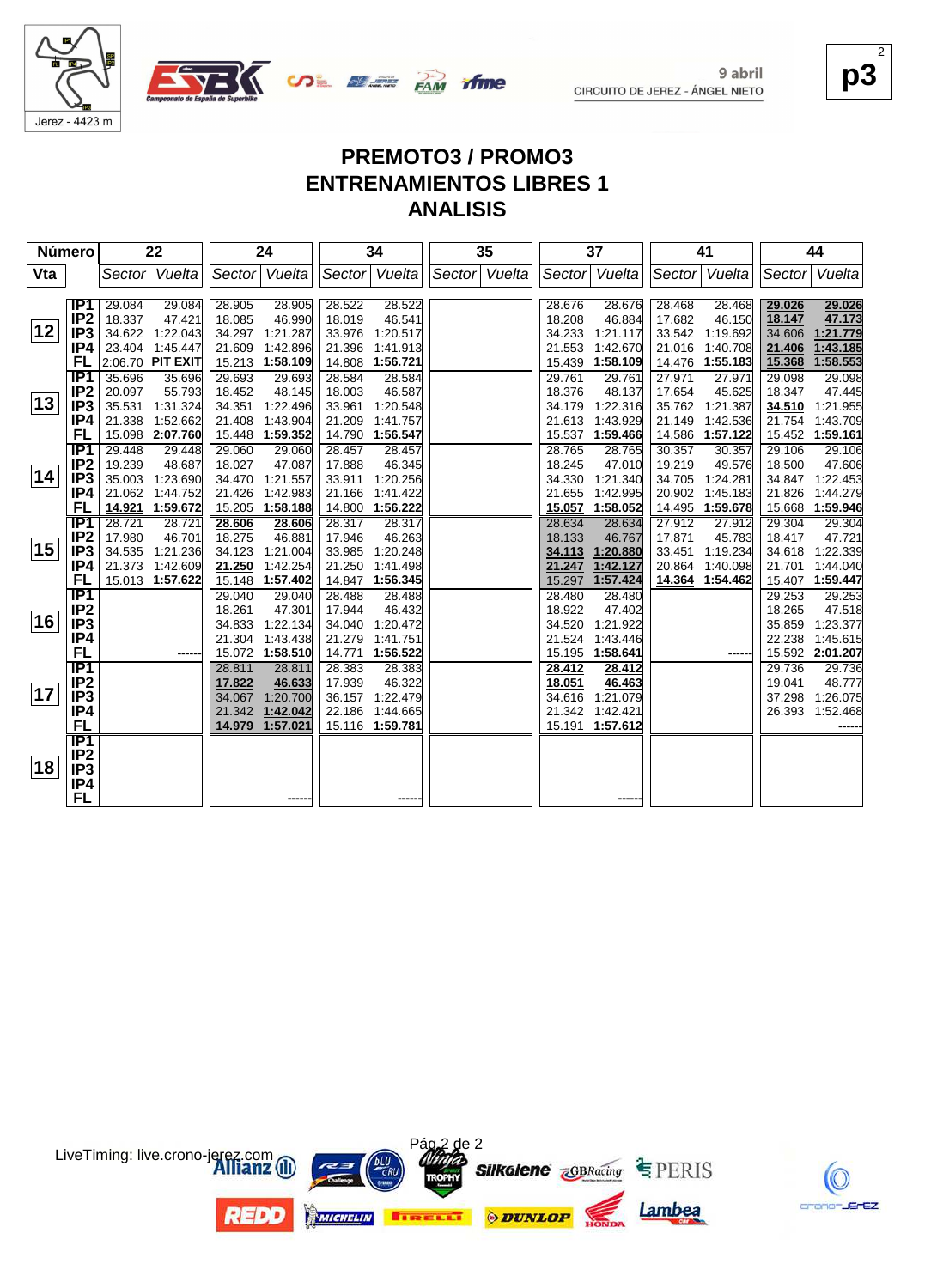9 abril
CIRCUITO DE JEREZ - ÁNGEL NIETO

# PREMOTO3 / PROMO3
## ENTRENAMIENTOS LIBRES 1
## ANALISIS

| Número | | 22 | | 24 | | 34 | | 35 | | 37 | | 41 | | 44 | |
|---|---|---|---|---|---|---|---|---|---|---|---|---|---|---|---|
| Vta | | Sector | Vuelta | Sector | Vuelta | Sector | Vuelta | Sector | Vuelta | Sector | Vuelta | Sector | Vuelta | Sector | Vuelta |
| 12 | IP1 | 29.084 | 29.084 | 28.905 | 28.905 | 28.522 | 28.522 | | | 28.676 | 28.676 | 28.468 | 28.468 | **29.026** | **29.026** |
| | IP2 | 18.337 | 47.421 | 18.085 | 46.990 | 18.019 | 46.541 | | | 18.208 | 46.884 | 17.682 | 46.150 | **18.147** | **47.173** |
| | IP3 | 34.622 | 1:22.043 | 34.297 | 1:21.287 | 33.976 | 1:20.517 | | | 34.233 | 1:21.117 | 33.542 | 1:19.692 | 34.606 | **1:21.779** |
| | IP4 | 23.404 | 1:45.447 | 21.609 | 1:42.896 | 21.396 | 1:41.913 | | | 21.553 | 1:42.670 | 21.016 | 1:40.708 | **21.406** | **1:43.185** |
| | FL | 2:06.70 | PIT EXIT | 15.213 | 1:58.109 | 14.808 | 1:56.721 | | | 15.439 | 1:58.109 | 14.476 | 1:55.183 | **15.368** | **1:58.553** |
| 13 | IP1 | 35.696 | 35.696 | 29.693 | 29.693 | 28.584 | 28.584 | | | 29.761 | 29.761 | 27.971 | 27.971 | 29.098 | 29.098 |
| | IP2 | 20.097 | 55.793 | 18.452 | 48.145 | 18.003 | 46.587 | | | 18.376 | 48.137 | 17.654 | 45.625 | 18.347 | 47.445 |
| | IP3 | 35.531 | 1:31.324 | 34.351 | 1:22.496 | 33.961 | 1:20.548 | | | 34.179 | 1:22.316 | 35.762 | 1:21.387 | **34.510** | 1:21.955 |
| | IP4 | 21.338 | 1:52.662 | 21.408 | 1:43.904 | 21.209 | 1:41.757 | | | 21.613 | 1:43.929 | 21.149 | 1:42.536 | 21.754 | 1:43.709 |
| | FL | 15.098 | 2:07.760 | 15.448 | 1:59.352 | 14.790 | 1:56.547 | | | 15.537 | 1:59.466 | 14.586 | 1:57.122 | 15.452 | 1:59.161 |
| 14 | IP1 | 29.448 | 29.448 | 29.060 | 29.060 | 28.457 | 28.457 | | | 28.765 | 28.765 | 30.357 | 30.357 | 29.106 | 29.106 |
| | IP2 | 19.239 | 48.687 | 18.027 | 47.087 | 17.888 | 46.345 | | | 18.245 | 47.010 | 19.219 | 49.576 | 18.500 | 47.606 |
| | IP3 | 35.003 | 1:23.690 | 34.470 | 1:21.557 | 33.911 | 1:20.256 | | | 34.330 | 1:21.340 | 34.705 | 1:24.281 | 34.847 | 1:22.453 |
| | IP4 | 21.062 | 1:44.752 | 21.426 | 1:42.983 | 21.166 | 1:41.422 | | | 21.655 | 1:42.995 | 20.902 | 1:45.183 | 21.826 | 1:44.279 |
| | FL | **14.921** | 1:59.672 | 15.205 | 1:58.188 | 14.800 | 1:56.222 | | | **15.057** | 1:58.052 | 14.495 | 1:59.678 | 15.668 | 1:59.946 |
| 15 | IP1 | 28.721 | 28.721 | **28.606** | **28.606** | 28.317 | 28.317 | | | 28.634 | 28.634 | 27.912 | 27.912 | 29.304 | 29.304 |
| | IP2 | 17.980 | 46.701 | 18.275 | 46.881 | 17.946 | 46.263 | | | 18.133 | 46.767 | 17.871 | 45.783 | 18.417 | 47.721 |
| | IP3 | 34.535 | 1:21.236 | 34.123 | 1:21.004 | 33.985 | 1:20.248 | | | **34.113** | **1:20.880** | 33.451 | 1:19.234 | 34.618 | 1:22.339 |
| | IP4 | 21.373 | 1:42.609 | **21.250** | 1:42.254 | 21.250 | 1:41.498 | | | **21.247** | **1:42.127** | 20.864 | 1:40.098 | 21.701 | 1:44.040 |
| | FL | 15.013 | 1:57.622 | 15.148 | 1:57.402 | 14.847 | 1:56.345 | | | 15.297 | 1:57.424 | **14.364** | 1:54.462 | 15.407 | 1:59.447 |
| 16 | IP1 | | | 29.040 | 29.040 | 28.488 | 28.488 | | | 28.480 | 28.480 | | | 29.253 | 29.253 |
| | IP2 | | | 18.261 | 47.301 | 17.944 | 46.432 | | | 18.922 | 47.402 | | | 18.265 | 47.518 |
| | IP3 | | | 34.833 | 1:22.134 | 34.040 | 1:20.472 | | | 34.520 | 1:21.922 | | | 35.859 | 1:23.377 |
| | IP4 | | | 21.304 | 1:43.438 | 21.279 | 1:41.751 | | | 21.524 | 1:43.446 | | | 22.238 | 1:45.615 |
| | FL | | ------ | 15.072 | 1:58.510 | 14.771 | 1:56.522 | | | 15.195 | 1:58.641 | | ------ | 15.592 | 2:01.207 |
| 17 | IP1 | | | 28.811 | 28.811 | 28.383 | 28.383 | | | **28.412** | **28.412** | | | 29.736 | 29.736 |
| | IP2 | | | **17.822** | **46.633** | 17.939 | 46.322 | | | **18.051** | **46.463** | | | 19.041 | 48.777 |
| | IP3 | | | 34.067 | 1:20.700 | 36.157 | 1:22.479 | | | 34.616 | 1:21.079 | | | 37.298 | 1:26.075 |
| | IP4 | | | 21.342 | **1:42.042** | 22.186 | 1:44.665 | | | 21.342 | 1:42.421 | | | 26.393 | 1:52.468 |
| | FL | | | **14.979** | 1:57.021 | 15.116 | 1:59.781 | | | 15.191 | 1:57.612 | | | | ------ |
| 18 | IP1 | | | | | | | | | | | | | | |
| | IP2 | | | | | | | | | | | | | | |
| | IP3 | | | | | | | | | | | | | | |
| | IP4 | | | | | | | | | | | | | | |
| | FL | | | | ------ | | ------ | | | | ------ | | | | |

LiveTiming: live.crono-jerez.com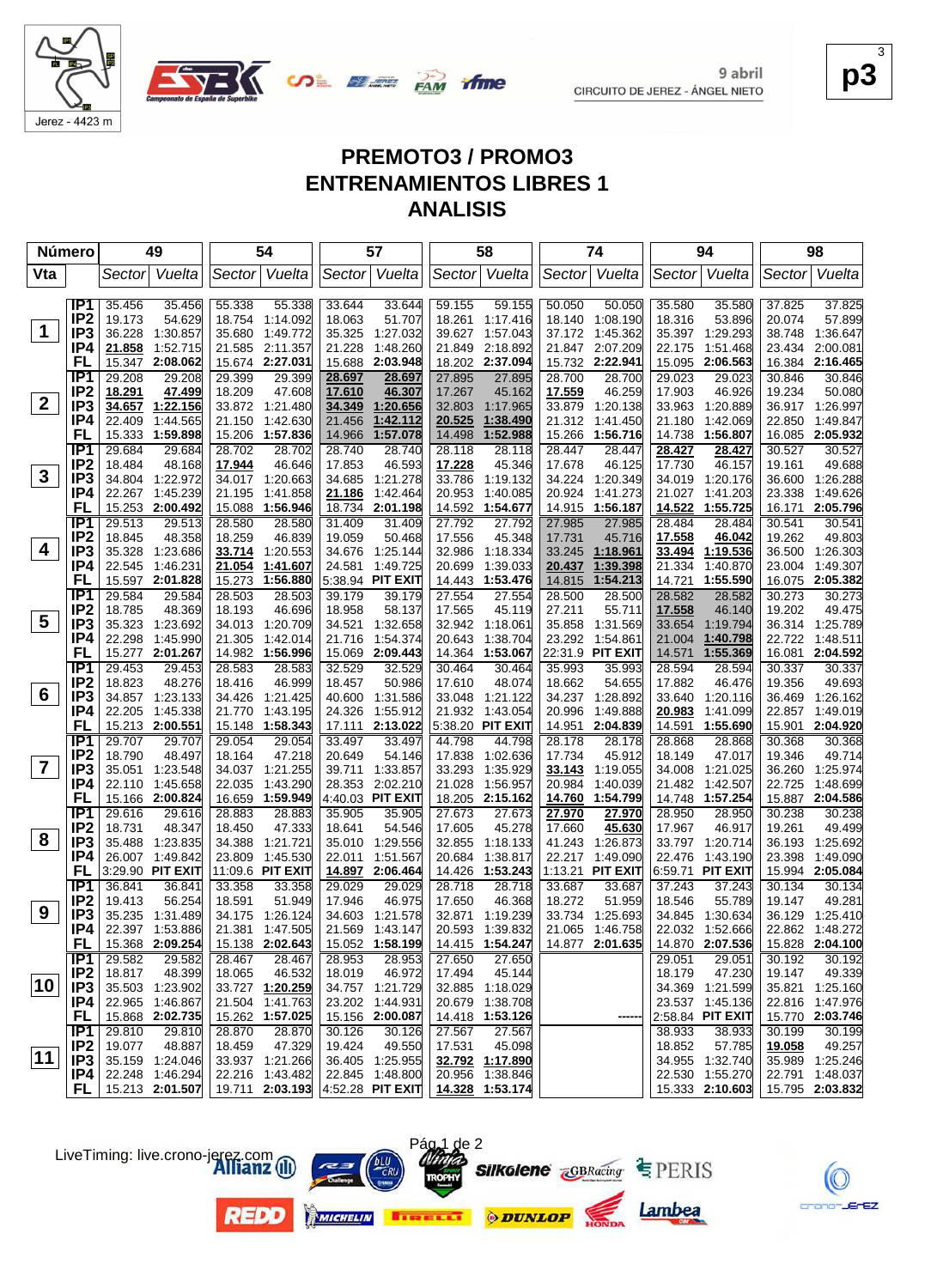9 abril
CIRCUITO DE JEREZ - ÁNGEL NIETO

Jerez - 4423 m

# PREMOTO3 / PROMO3
# ENTRENAMIENTOS LIBRES 1
# ANALISIS

| Número | | 49 | | 54 | | 57 | | 58 | | 74 | | 94 | | 98 | |
|---|---|---|---|---|---|---|---|---|---|---|---|---|---|---|---|
| Vta | | Sector | Vuelta | Sector | Vuelta | Sector | Vuelta | Sector | Vuelta | Sector | Vuelta | Sector | Vuelta | Sector | Vuelta |
| 1 | IP1 | 35.456 | 35.456 | 55.338 | 55.338 | 33.644 | 33.644 | 59.155 | 59.155 | 50.050 | 50.050 | 35.580 | 35.580 | 37.825 | 37.825 |
| | IP2 | 19.173 | 54.629 | 18.754 | 1:14.092 | 18.063 | 51.707 | 18.261 | 1:17.416 | 18.140 | 1:08.190 | 18.316 | 53.896 | 20.074 | 57.899 |
| | IP3 | 36.228 | 1:30.857 | 35.680 | 1:49.772 | 35.325 | 1:27.032 | 39.627 | 1:57.043 | 37.172 | 1:45.362 | 35.397 | 1:29.293 | 38.748 | 1:36.647 |
| | IP4 | **21.858** | 1:52.715 | 21.585 | 2:11.357 | 21.228 | 1:48.260 | 21.849 | 2:18.892 | 21.847 | 2:07.209 | 22.175 | 1:51.468 | 23.434 | 2:00.081 |
| | FL | 15.347 | **2:08.062** | 15.674 | **2:27.031** | 15.688 | **2:03.948** | 18.202 | **2:37.094** | 15.732 | **2:22.941** | 15.095 | **2:06.563** | 16.384 | **2:16.465** |
| 2 | IP1 | 29.208 | 29.208 | 29.399 | 29.399 | **28.697** | **28.697** | 27.895 | 27.895 | 28.700 | 28.700 | 29.023 | 29.023 | 30.846 | 30.846 |
| | IP2 | **18.291** | **47.499** | 18.209 | 47.608 | **17.610** | **46.307** | 17.267 | 45.162 | **17.559** | 46.259 | 17.903 | 46.926 | 19.234 | 50.080 |
| | IP3 | **34.657** | **1:22.156** | 33.872 | 1:21.480 | **34.349** | **1:20.656** | 32.803 | 1:17.965 | 33.879 | 1:20.138 | 33.963 | 1:20.889 | 36.917 | 1:26.997 |
| | IP4 | 22.409 | 1:44.565 | 21.150 | 1:42.630 | 21.456 | **1:42.112** | **20.525** | **1:38.490** | 21.312 | 1:41.450 | 21.180 | 1:42.069 | 22.850 | 1:49.847 |
| | FL | 15.333 | **1:59.898** | 15.206 | **1:57.836** | 14.966 | **1:57.078** | 14.498 | **1:52.988** | 15.266 | **1:56.716** | 14.738 | **1:56.807** | 16.085 | **2:05.932** |
| 3 | IP1 | 29.684 | 29.684 | 28.702 | 28.702 | 28.740 | 28.740 | 28.118 | 28.118 | 28.447 | 28.447 | **28.427** | **28.427** | 30.527 | 30.527 |
| | IP2 | 18.484 | 48.168 | **17.944** | 46.646 | 17.853 | 46.593 | **17.228** | 45.346 | 17.678 | 46.125 | 17.730 | 46.157 | 19.161 | 49.688 |
| | IP3 | 34.804 | 1:22.972 | 34.017 | 1:20.663 | 34.685 | 1:21.278 | 33.786 | 1:19.132 | 34.224 | 1:20.349 | 34.019 | 1:20.176 | 36.600 | 1:26.288 |
| | IP4 | 22.267 | 1:45.239 | 21.195 | 1:41.858 | **21.186** | 1:42.464 | 20.953 | 1:40.085 | 20.924 | 1:41.273 | 21.027 | 1:41.203 | 23.338 | 1:49.626 |
| | FL | 15.253 | **2:00.492** | 15.088 | **1:56.946** | 18.734 | **2:01.198** | 14.592 | **1:54.677** | 14.915 | **1:56.187** | **14.522** | **1:55.725** | 16.171 | **2:05.796** |
| 4 | IP1 | 29.513 | 29.513 | 28.580 | 28.580 | 31.409 | 31.409 | 27.792 | 27.792 | 27.985 | 27.985 | 28.484 | 28.484 | 30.541 | 30.541 |
| | IP2 | 18.845 | 48.358 | 18.259 | 46.839 | 19.059 | 50.468 | 17.556 | 45.348 | 17.731 | 45.716 | **17.558** | **46.042** | 19.262 | 49.803 |
| | IP3 | 35.328 | 1:23.686 | **33.714** | 1:20.553 | 34.676 | 1:25.144 | 32.986 | 1:18.334 | 33.245 | **1:18.961** | **33.494** | **1:19.536** | 36.500 | 1:26.303 |
| | IP4 | 22.545 | 1:46.231 | **21.054** | **1:41.607** | 24.581 | 1:49.725 | 20.699 | 1:39.033 | **20.437** | **1:39.398** | 21.334 | 1:40.870 | 23.004 | 1:49.307 |
| | FL | 15.597 | **2:01.828** | 15.273 | **1:56.880** | 5:38.94 | **PIT EXIT** | 14.443 | **1:53.476** | 14.815 | **1:54.213** | 14.721 | **1:55.590** | 16.075 | **2:05.382** |
| 5 | IP1 | 29.584 | 29.584 | 28.503 | 28.503 | 39.179 | 39.179 | 27.554 | 27.554 | 28.500 | 28.500 | 28.582 | 28.582 | 30.273 | 30.273 |
| | IP2 | 18.785 | 48.369 | 18.193 | 46.696 | 18.958 | 58.137 | 17.565 | 45.119 | 27.211 | 55.711 | **17.558** | 46.140 | 19.202 | 49.475 |
| | IP3 | 35.323 | 1:23.692 | 34.013 | 1:20.709 | 34.521 | 1:32.658 | 32.942 | 1:18.061 | 35.858 | 1:31.569 | 33.654 | 1:19.794 | 36.314 | 1:25.789 |
| | IP4 | 22.298 | 1:45.990 | 21.305 | 1:42.014 | 21.716 | 1:54.374 | 20.643 | 1:38.704 | 23.292 | 1:54.861 | 21.004 | **1:40.798** | 22.722 | 1:48.511 |
| | FL | 15.277 | **2:01.267** | 14.982 | **1:56.996** | 15.069 | **2:09.443** | 14.364 | **1:53.067** | 22:31.9 | **PIT EXIT** | 14.571 | **1:55.369** | 16.081 | **2:04.592** |
| 6 | IP1 | 29.453 | 29.453 | 28.583 | 28.583 | 32.529 | 32.529 | 30.464 | 30.464 | 35.993 | 35.993 | 28.594 | 28.594 | 30.337 | 30.337 |
| | IP2 | 18.823 | 48.276 | 18.416 | 46.999 | 18.457 | 50.986 | 17.610 | 48.074 | 18.662 | 54.655 | 17.882 | 46.476 | 19.356 | 49.693 |
| | IP3 | 34.857 | 1:23.133 | 34.426 | 1:21.425 | 40.600 | 1:31.586 | 33.048 | 1:21.122 | 34.237 | 1:28.892 | 33.640 | 1:20.116 | 36.469 | 1:26.162 |
| | IP4 | 22.205 | 1:45.338 | 21.770 | 1:43.195 | 24.326 | 1:55.912 | 21.932 | 1:43.054 | 20.996 | 1:49.888 | **20.983** | 1:41.099 | 22.857 | 1:49.019 |
| | FL | 15.213 | **2:00.551** | 15.148 | **1:58.343** | 17.111 | **2:13.022** | 5:38.20 | **PIT EXIT** | 14.951 | **2:04.839** | 14.591 | **1:55.690** | 15.901 | **2:04.920** |
| 7 | IP1 | 29.707 | 29.707 | 29.054 | 29.054 | 33.497 | 33.497 | 44.798 | 44.798 | 28.178 | 28.178 | 28.868 | 28.868 | 30.368 | 30.368 |
| | IP2 | 18.790 | 48.497 | 18.164 | 47.218 | 20.649 | 54.146 | 17.838 | 1:02.636 | 17.734 | 45.912 | 18.149 | 47.017 | 19.346 | 49.714 |
| | IP3 | 35.051 | 1:23.548 | 34.037 | 1:21.255 | 39.711 | 1:33.857 | 33.293 | 1:35.929 | **33.143** | 1:19.055 | 34.008 | 1:21.025 | 36.260 | 1:25.974 |
| | IP4 | 22.110 | 1:45.658 | 22.035 | 1:43.290 | 28.353 | 2:02.210 | 21.028 | 1:56.957 | 20.984 | 1:40.039 | 21.482 | 1:42.507 | 22.725 | 1:48.699 |
| | FL | 15.166 | **2:00.824** | 16.659 | **1:59.949** | 4:40.03 | **PIT EXIT** | 18.205 | **2:15.162** | **14.760** | **1:54.799** | 14.748 | **1:57.254** | 15.887 | **2:04.586** |
| 8 | IP1 | 29.616 | 29.616 | 28.883 | 28.883 | 35.905 | 35.905 | 27.673 | 27.673 | **27.970** | **27.970** | 28.950 | 28.950 | 30.238 | 30.238 |
| | IP2 | 18.731 | 48.347 | 18.450 | 47.333 | 18.641 | 54.546 | 17.605 | 45.278 | 17.660 | **45.630** | 17.967 | 46.917 | 19.261 | 49.499 |
| | IP3 | 35.488 | 1:23.835 | 34.388 | 1:21.721 | 35.010 | 1:29.556 | 32.855 | 1:18.133 | 41.243 | 1:26.873 | 33.797 | 1:20.714 | 36.193 | 1:25.692 |
| | IP4 | 26.007 | 1:49.842 | 23.809 | 1:45.530 | 22.011 | 1:51.567 | 20.684 | 1:38.817 | 22.217 | 1:49.090 | 22.476 | 1:43.190 | 23.398 | 1:49.090 |
| | FL | 3:29.90 | **PIT EXIT** | 11:09.6 | **PIT EXIT** | **14.897** | **2:06.464** | 14.426 | **1:53.243** | 1:13.21 | **PIT EXIT** | 6:59.71 | **PIT EXIT** | 15.994 | **2:05.084** |
| 9 | IP1 | 36.841 | 36.841 | 33.358 | 33.358 | 29.029 | 29.029 | 28.718 | 28.718 | 33.687 | 33.687 | 37.243 | 37.243 | 30.134 | 30.134 |
| | IP2 | 19.413 | 56.254 | 18.591 | 51.949 | 17.946 | 46.975 | 17.650 | 46.368 | 18.272 | 51.959 | 18.546 | 55.789 | 19.147 | 49.281 |
| | IP3 | 35.235 | 1:31.489 | 34.175 | 1:26.124 | 34.603 | 1:21.578 | 32.871 | 1:19.239 | 33.734 | 1:25.693 | 34.845 | 1:30.634 | 36.129 | 1:25.410 |
| | IP4 | 22.397 | 1:53.886 | 21.381 | 1:47.505 | 21.569 | 1:43.147 | 20.593 | 1:39.832 | 21.065 | 1:46.758 | 22.032 | 1:52.666 | 22.862 | 1:48.272 |
| | FL | 15.368 | **2:09.254** | 15.138 | **2:02.643** | 15.052 | **1:58.199** | 14.415 | **1:54.247** | 14.877 | **2:01.635** | 14.870 | **2:07.536** | 15.828 | **2:04.100** |
| 10 | IP1 | 29.582 | 29.582 | 28.467 | 28.467 | 28.953 | 28.953 | 27.650 | 27.650 | | | 29.051 | 29.051 | 30.192 | 30.192 |
| | IP2 | 18.817 | 48.399 | 18.065 | 46.532 | 18.019 | 46.972 | 17.494 | 45.144 | | | 18.179 | 47.230 | 19.147 | 49.339 |
| | IP3 | 35.503 | 1:23.902 | 33.727 | **1:20.259** | 34.757 | 1:21.729 | 32.885 | 1:18.029 | | | 34.369 | 1:21.599 | 35.821 | 1:25.160 |
| | IP4 | 22.965 | 1:46.867 | 21.504 | 1:41.763 | 23.202 | 1:44.931 | 20.679 | 1:38.708 | | | 23.537 | 1:45.136 | 22.816 | 1:47.976 |
| | FL | 15.868 | **2:02.735** | 15.262 | **1:57.025** | 15.156 | **2:00.087** | 14.418 | **1:53.126** | | **------** | 2:58.84 | **PIT EXIT** | 15.770 | **2:03.746** |
| 11 | IP1 | 29.810 | 29.810 | 28.870 | 28.870 | 30.126 | 30.126 | 27.567 | 27.567 | | | 38.933 | 38.933 | 30.199 | 30.199 |
| | IP2 | 19.077 | 48.887 | 18.459 | 47.329 | 19.424 | 49.550 | 17.531 | 45.098 | | | 18.852 | 57.785 | **19.058** | 49.257 |
| | IP3 | 35.159 | 1:24.046 | 33.937 | 1:21.266 | 36.405 | 1:25.955 | **32.792** | **1:17.890** | | | 34.955 | 1:32.740 | 35.989 | 1:25.246 |
| | IP4 | 22.248 | 1:46.294 | 22.216 | 1:43.482 | 22.845 | 1:48.800 | 20.956 | 1:38.846 | | | 22.530 | 1:55.270 | 22.791 | 1:48.037 |
| | FL | 15.213 | **2:01.507** | 19.711 | **2:03.193** | 4:52.28 | **PIT EXIT** | **14.328** | **1:53.174** | | | 15.333 | **2:10.603** | 15.795 | **2:03.832** |

LiveTiming: live.crono-jerez.com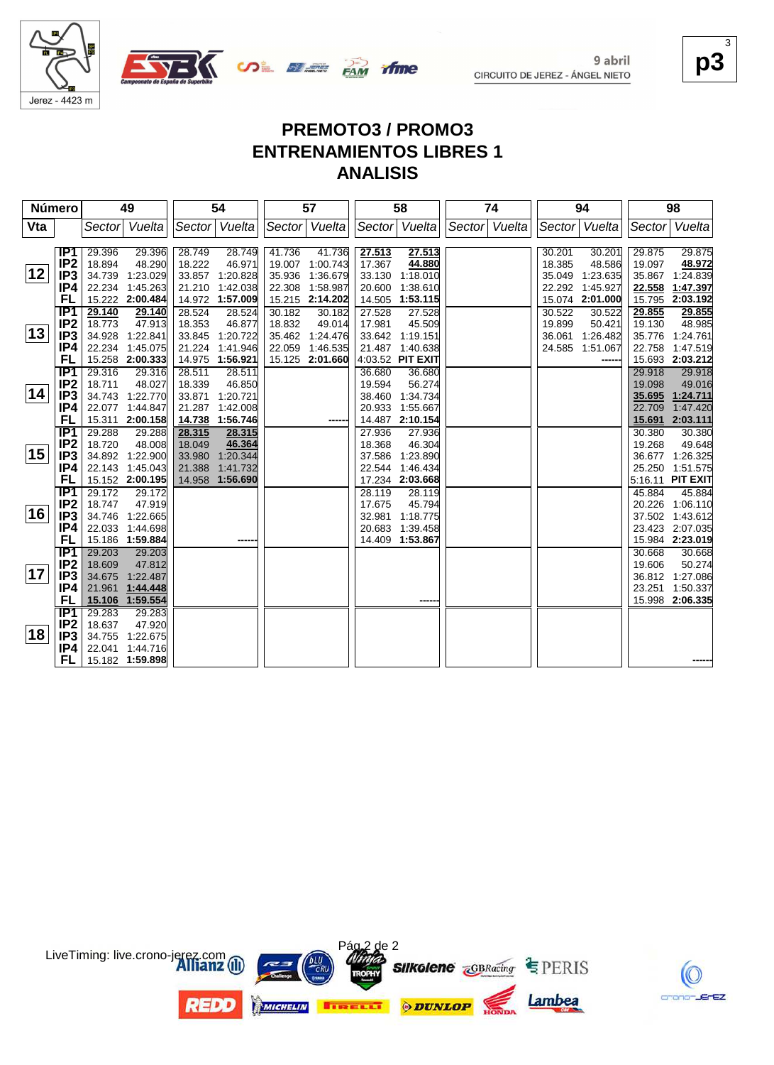9 abril
CIRCUITO DE JEREZ - ÁNGEL NIETO

Jerez - 4423 m

# PREMOTO3 / PROMO3
## ENTRENAMIENTOS LIBRES 1
## ANALISIS

| Número | | 49 | | 54 | | 57 | | 58 | | 74 | | 94 | | 98 | |
|---|---|---|---|---|---|---|---|---|---|---|---|---|---|---|---|
| Vta | | Sector | Vuelta | Sector | Vuelta | Sector | Vuelta | Sector | Vuelta | Sector | Vuelta | Sector | Vuelta | Sector | Vuelta |
| 12 | IP1 | 29.396 | 29.396 | 28.749 | 28.749 | 41.736 | 41.736 | 27.513 | 27.513 | | | 30.201 | 30.201 | 29.875 | 29.875 |
| | IP2 | 18.894 | 48.290 | 18.222 | 46.971 | 19.007 | 1:00.743 | 17.367 | 44.880 | | | 18.385 | 48.586 | 19.097 | 48.972 |
| | IP3 | 34.739 | 1:23.029 | 33.857 | 1:20.828 | 35.936 | 1:36.679 | 33.130 | 1:18.010 | | | 35.049 | 1:23.635 | 35.867 | 1:24.839 |
| | IP4 | 22.234 | 1:45.263 | 21.210 | 1:42.038 | 22.308 | 1:58.987 | 20.600 | 1:38.610 | | | 22.292 | 1:45.927 | 22.558 | 1:47.397 |
| | FL | 15.222 | 2:00.484 | 14.972 | 1:57.009 | 15.215 | 2:14.202 | 14.505 | 1:53.115 | | | 15.074 | 2:01.000 | 15.795 | 2:03.192 |
| 13 | IP1 | 29.140 | 29.140 | 28.524 | 28.524 | 30.182 | 30.182 | 27.528 | 27.528 | | | 30.522 | 30.522 | 29.855 | 29.855 |
| | IP2 | 18.773 | 47.913 | 18.353 | 46.877 | 18.832 | 49.014 | 17.981 | 45.509 | | | 19.899 | 50.421 | 19.130 | 48.985 |
| | IP3 | 34.928 | 1:22.841 | 33.845 | 1:20.722 | 35.462 | 1:24.476 | 33.642 | 1:19.151 | | | 36.061 | 1:26.482 | 35.776 | 1:24.761 |
| | IP4 | 22.234 | 1:45.075 | 21.224 | 1:41.946 | 22.059 | 1:46.535 | 21.487 | 1:40.638 | | | 24.585 | 1:51.067 | 22.758 | 1:47.519 |
| | FL | 15.258 | 2:00.333 | 14.975 | 1:56.921 | 15.125 | 2:01.660 | 4:03.52 | PIT EXIT | | | | ------ | 15.693 | 2:03.212 |
| 14 | IP1 | 29.316 | 29.316 | 28.511 | 28.511 | | | 36.680 | 36.680 | | | | | 29.918 | 29.918 |
| | IP2 | 18.711 | 48.027 | 18.339 | 46.850 | | | 19.594 | 56.274 | | | | | 19.098 | 49.016 |
| | IP3 | 34.743 | 1:22.770 | 33.871 | 1:20.721 | | | 38.460 | 1:34.734 | | | | | 35.695 | 1:24.711 |
| | IP4 | 22.077 | 1:44.847 | 21.287 | 1:42.008 | | | 20.933 | 1:55.667 | | | | | 22.709 | 1:47.420 |
| | FL | 15.311 | 2:00.158 | 14.975 | 1:56.983 | | ------ | 14.487 | 2:10.154 | | | | | 15.691 | 2:03.111 |
| 15 | IP1 | 29.288 | 29.288 | 28.315 | 28.315 | | | 27.936 | 27.936 | | | | | 30.380 | 30.380 |
| | IP2 | 18.720 | 48.008 | 18.049 | 46.364 | | | 18.368 | 46.304 | | | | | 19.268 | 49.648 |
| | IP3 | 34.892 | 1:22.900 | 33.980 | 1:20.344 | | | 37.586 | 1:23.890 | | | | | 36.677 | 1:26.325 |
| | IP4 | 22.143 | 1:45.043 | 21.388 | 1:41.732 | | | 22.544 | 1:46.434 | | | | | 25.250 | 1:51.575 |
| | FL | 15.152 | 2:00.195 | 14.958 | 1:56.690 | | | 17.234 | 2:03.668 | | | | | 5:16.11 | PIT EXIT |
| 16 | IP1 | 29.172 | 29.172 | | | | | 28.119 | 28.119 | | | | | 45.884 | 45.884 |
| | IP2 | 18.747 | 47.919 | | | | | 17.675 | 45.794 | | | | | 20.226 | 1:06.110 |
| | IP3 | 34.746 | 1:22.665 | | | | | 32.981 | 1:18.775 | | | | | 37.502 | 1:43.612 |
| | IP4 | 22.033 | 1:44.698 | | | | | 20.683 | 1:39.458 | | | | | 23.423 | 2:07.035 |
| | FL | 15.186 | 1:59.884 | | ------ | | | 14.409 | 1:53.867 | | | | | 15.984 | 2:23.019 |
| 17 | IP1 | 29.203 | 29.203 | | | | | | | | | | | 30.668 | 30.668 |
| | IP2 | 18.609 | 47.812 | | | | | | | | | | | 19.606 | 50.274 |
| | IP3 | 34.675 | 1:22.487 | | | | | | | | | | | 36.812 | 1:27.086 |
| | IP4 | 21.961 | 1:44.448 | | | | | | | | | | | 23.251 | 1:50.337 |
| | FL | 15.106 | 1:59.554 | | | | | | ------ | | | | | 15.998 | 2:06.335 |
| 18 | IP1 | 29.283 | 29.283 | | | | | | | | | | | | |
| | IP2 | 18.637 | 47.920 | | | | | | | | | | | | |
| | IP3 | 34.755 | 1:22.675 | | | | | | | | | | | | |
| | IP4 | 22.041 | 1:44.716 | | | | | | | | | | | | |
| | FL | 15.182 | 1:59.898 | | | | | | | | | | | | ------ |

LiveTiming: live.crono-jerez.com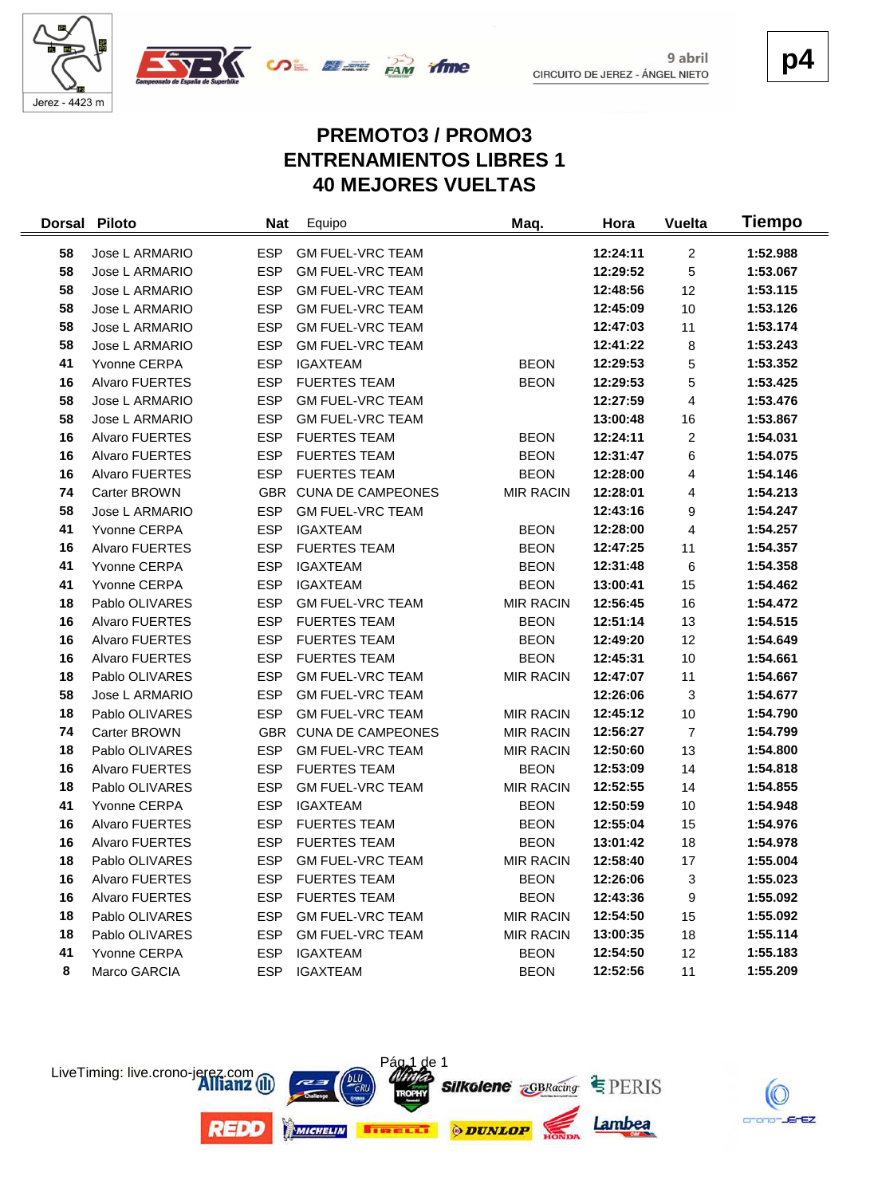9 abril
CIRCUITO DE JEREZ - ÁNGEL NIETO

**p4**

# PREMOTO3 / PROMO3
# ENTRENAMIENTOS LIBRES 1
# 40 MEJORES VUELTAS

| Dorsal | Piloto | Nat | Equipo | Maq. | Hora | Vuelta | Tiempo |
|---|---|---|---|---|---|---|---|
| 58 | Jose L ARMARIO | ESP | GM FUEL-VRC TEAM | | 12:24:11 | 2 | 1:52.988 |
| 58 | Jose L ARMARIO | ESP | GM FUEL-VRC TEAM | | 12:29:52 | 5 | 1:53.067 |
| 58 | Jose L ARMARIO | ESP | GM FUEL-VRC TEAM | | 12:48:56 | 12 | 1:53.115 |
| 58 | Jose L ARMARIO | ESP | GM FUEL-VRC TEAM | | 12:45:09 | 10 | 1:53.126 |
| 58 | Jose L ARMARIO | ESP | GM FUEL-VRC TEAM | | 12:47:03 | 11 | 1:53.174 |
| 58 | Jose L ARMARIO | ESP | GM FUEL-VRC TEAM | | 12:41:22 | 8 | 1:53.243 |
| 41 | Yvonne CERPA | ESP | IGAXTEAM | BEON | 12:29:53 | 5 | 1:53.352 |
| 16 | Alvaro FUERTES | ESP | FUERTES TEAM | BEON | 12:29:53 | 5 | 1:53.425 |
| 58 | Jose L ARMARIO | ESP | GM FUEL-VRC TEAM | | 12:27:59 | 4 | 1:53.476 |
| 58 | Jose L ARMARIO | ESP | GM FUEL-VRC TEAM | | 13:00:48 | 16 | 1:53.867 |
| 16 | Alvaro FUERTES | ESP | FUERTES TEAM | BEON | 12:24:11 | 2 | 1:54.031 |
| 16 | Alvaro FUERTES | ESP | FUERTES TEAM | BEON | 12:31:47 | 6 | 1:54.075 |
| 16 | Alvaro FUERTES | ESP | FUERTES TEAM | BEON | 12:28:00 | 4 | 1:54.146 |
| 74 | Carter BROWN | GBR | CUNA DE CAMPEONES | MIR RACIN | 12:28:01 | 4 | 1:54.213 |
| 58 | Jose L ARMARIO | ESP | GM FUEL-VRC TEAM | | 12:43:16 | 9 | 1:54.247 |
| 41 | Yvonne CERPA | ESP | IGAXTEAM | BEON | 12:28:00 | 4 | 1:54.257 |
| 16 | Alvaro FUERTES | ESP | FUERTES TEAM | BEON | 12:47:25 | 11 | 1:54.357 |
| 41 | Yvonne CERPA | ESP | IGAXTEAM | BEON | 12:31:48 | 6 | 1:54.358 |
| 41 | Yvonne CERPA | ESP | IGAXTEAM | BEON | 13:00:41 | 15 | 1:54.462 |
| 18 | Pablo OLIVARES | ESP | GM FUEL-VRC TEAM | MIR RACIN | 12:56:45 | 16 | 1:54.472 |
| 16 | Alvaro FUERTES | ESP | FUERTES TEAM | BEON | 12:51:14 | 13 | 1:54.515 |
| 16 | Alvaro FUERTES | ESP | FUERTES TEAM | BEON | 12:49:20 | 12 | 1:54.649 |
| 16 | Alvaro FUERTES | ESP | FUERTES TEAM | BEON | 12:45:31 | 10 | 1:54.661 |
| 18 | Pablo OLIVARES | ESP | GM FUEL-VRC TEAM | MIR RACIN | 12:47:07 | 11 | 1:54.667 |
| 58 | Jose L ARMARIO | ESP | GM FUEL-VRC TEAM | | 12:26:06 | 3 | 1:54.677 |
| 18 | Pablo OLIVARES | ESP | GM FUEL-VRC TEAM | MIR RACIN | 12:45:12 | 10 | 1:54.790 |
| 74 | Carter BROWN | GBR | CUNA DE CAMPEONES | MIR RACIN | 12:56:27 | 7 | 1:54.799 |
| 18 | Pablo OLIVARES | ESP | GM FUEL-VRC TEAM | MIR RACIN | 12:50:60 | 13 | 1:54.800 |
| 16 | Alvaro FUERTES | ESP | FUERTES TEAM | BEON | 12:53:09 | 14 | 1:54.818 |
| 18 | Pablo OLIVARES | ESP | GM FUEL-VRC TEAM | MIR RACIN | 12:52:55 | 14 | 1:54.855 |
| 41 | Yvonne CERPA | ESP | IGAXTEAM | BEON | 12:50:59 | 10 | 1:54.948 |
| 16 | Alvaro FUERTES | ESP | FUERTES TEAM | BEON | 12:55:04 | 15 | 1:54.976 |
| 16 | Alvaro FUERTES | ESP | FUERTES TEAM | BEON | 13:01:42 | 18 | 1:54.978 |
| 18 | Pablo OLIVARES | ESP | GM FUEL-VRC TEAM | MIR RACIN | 12:58:40 | 17 | 1:55.004 |
| 16 | Alvaro FUERTES | ESP | FUERTES TEAM | BEON | 12:26:06 | 3 | 1:55.023 |
| 16 | Alvaro FUERTES | ESP | FUERTES TEAM | BEON | 12:43:36 | 9 | 1:55.092 |
| 18 | Pablo OLIVARES | ESP | GM FUEL-VRC TEAM | MIR RACIN | 12:54:50 | 15 | 1:55.092 |
| 18 | Pablo OLIVARES | ESP | GM FUEL-VRC TEAM | MIR RACIN | 13:00:35 | 18 | 1:55.114 |
| 41 | Yvonne CERPA | ESP | IGAXTEAM | BEON | 12:54:50 | 12 | 1:55.183 |
| 8 | Marco GARCIA | ESP | IGAXTEAM | BEON | 12:52:56 | 11 | 1:55.209 |

LiveTiming: live.crono-jerez.com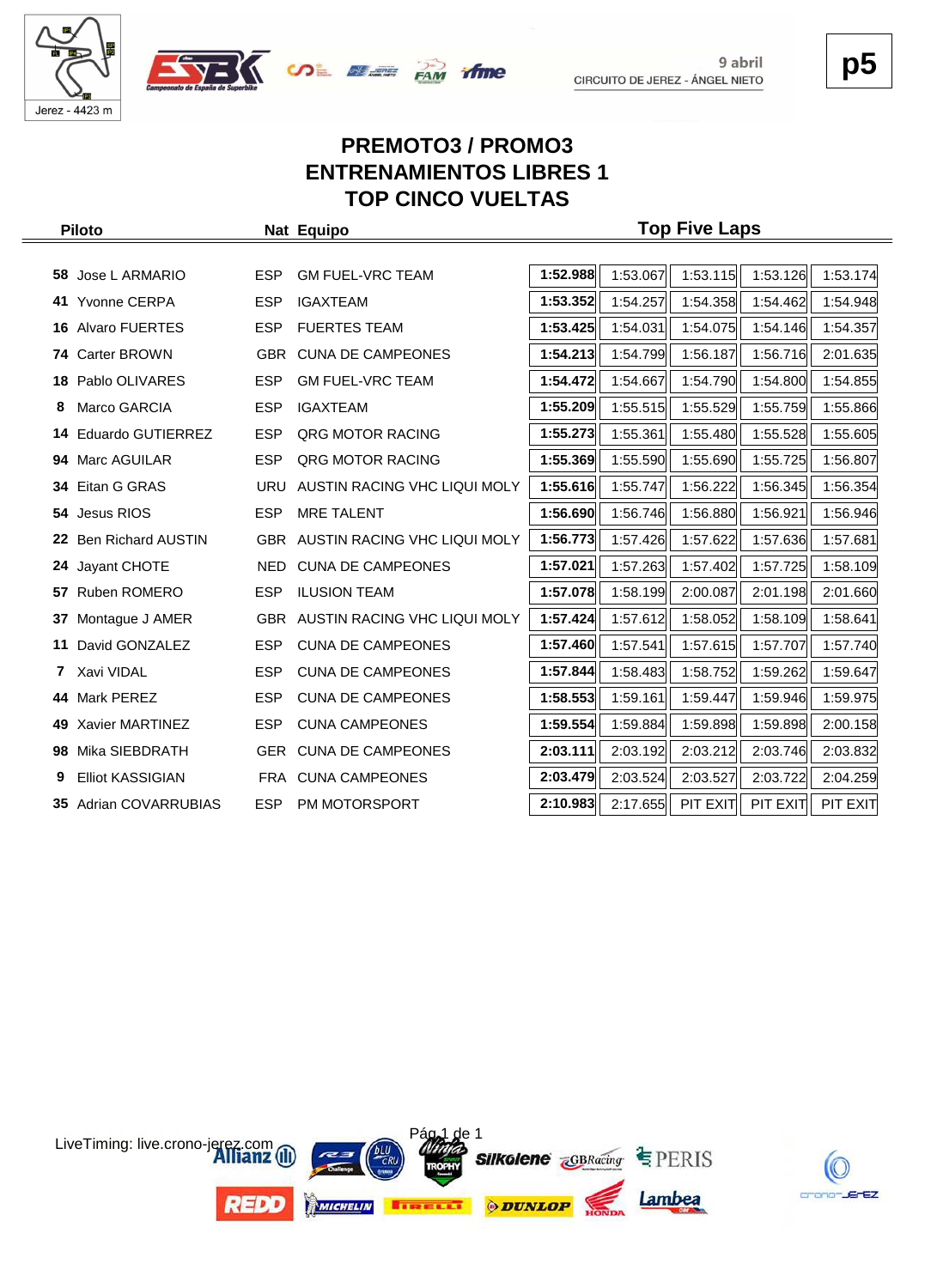9 abril
CIRCUITO DE JEREZ - ÁNGEL NIETO

p5

# PREMOTO3 / PROMO3
# ENTRENAMIENTOS LIBRES 1
# TOP CINCO VUELTAS

| | Piloto | Nat | Equipo | Top Five Laps | | | | |
|---|---|---|---|---|---|---|---|---|
| 58 | Jose L ARMARIO | ESP | GM FUEL-VRC TEAM | **1:52.988** | 1:53.067 | 1:53.115 | 1:53.126 | 1:53.174 |
| 41 | Yvonne CERPA | ESP | IGAXTEAM | **1:53.352** | 1:54.257 | 1:54.358 | 1:54.462 | 1:54.948 |
| 16 | Alvaro FUERTES | ESP | FUERTES TEAM | **1:53.425** | 1:54.031 | 1:54.075 | 1:54.146 | 1:54.357 |
| 74 | Carter BROWN | GBR | CUNA DE CAMPEONES | **1:54.213** | 1:54.799 | 1:56.187 | 1:56.716 | 2:01.635 |
| 18 | Pablo OLIVARES | ESP | GM FUEL-VRC TEAM | **1:54.472** | 1:54.667 | 1:54.790 | 1:54.800 | 1:54.855 |
| 8 | Marco GARCIA | ESP | IGAXTEAM | **1:55.209** | 1:55.515 | 1:55.529 | 1:55.759 | 1:55.866 |
| 14 | Eduardo GUTIERREZ | ESP | QRG MOTOR RACING | **1:55.273** | 1:55.361 | 1:55.480 | 1:55.528 | 1:55.605 |
| 94 | Marc AGUILAR | ESP | QRG MOTOR RACING | **1:55.369** | 1:55.590 | 1:55.690 | 1:55.725 | 1:56.807 |
| 34 | Eitan G GRAS | URU | AUSTIN RACING VHC LIQUI MOLY | **1:55.616** | 1:55.747 | 1:56.222 | 1:56.345 | 1:56.354 |
| 54 | Jesus RIOS | ESP | MRE TALENT | **1:56.690** | 1:56.746 | 1:56.880 | 1:56.921 | 1:56.946 |
| 22 | Ben Richard AUSTIN | GBR | AUSTIN RACING VHC LIQUI MOLY | **1:56.773** | 1:57.426 | 1:57.622 | 1:57.636 | 1:57.681 |
| 24 | Jayant CHOTE | NED | CUNA DE CAMPEONES | **1:57.021** | 1:57.263 | 1:57.402 | 1:57.725 | 1:58.109 |
| 57 | Ruben ROMERO | ESP | ILUSION TEAM | **1:57.078** | 1:58.199 | 2:00.087 | 2:01.198 | 2:01.660 |
| 37 | Montague J AMER | GBR | AUSTIN RACING VHC LIQUI MOLY | **1:57.424** | 1:57.612 | 1:58.052 | 1:58.109 | 1:58.641 |
| 11 | David GONZALEZ | ESP | CUNA DE CAMPEONES | **1:57.460** | 1:57.541 | 1:57.615 | 1:57.707 | 1:57.740 |
| 7 | Xavi VIDAL | ESP | CUNA DE CAMPEONES | **1:57.844** | 1:58.483 | 1:58.752 | 1:59.262 | 1:59.647 |
| 44 | Mark PEREZ | ESP | CUNA DE CAMPEONES | **1:58.553** | 1:59.161 | 1:59.447 | 1:59.946 | 1:59.975 |
| 49 | Xavier MARTINEZ | ESP | CUNA CAMPEONES | **1:59.554** | 1:59.884 | 1:59.898 | 1:59.898 | 2:00.158 |
| 98 | Mika SIEBDRATH | GER | CUNA DE CAMPEONES | **2:03.111** | 2:03.192 | 2:03.212 | 2:03.746 | 2:03.832 |
| 9 | Elliot KASSIGIAN | FRA | CUNA CAMPEONES | **2:03.479** | 2:03.524 | 2:03.527 | 2:03.722 | 2:04.259 |
| 35 | Adrian COVARRUBIAS | ESP | PM MOTORSPORT | **2:10.983** | 2:17.655 | PIT EXIT | PIT EXIT | PIT EXIT |

LiveTiming: live.crono-jerez.com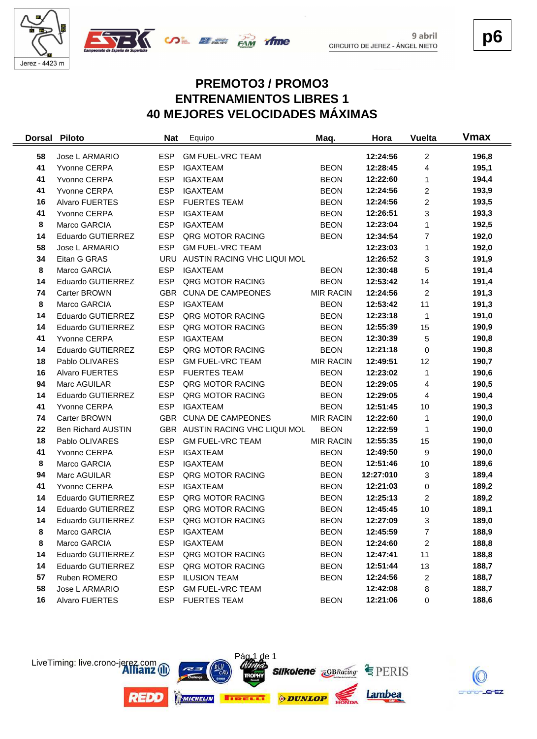9 abril
CIRCUITO DE JEREZ - ÁNGEL NIETO

Jerez - 4423 m

p6

# PREMOTO3 / PROMO3
# ENTRENAMIENTOS LIBRES 1
# 40 MEJORES VELOCIDADES MÁXIMAS

| Dorsal | Piloto | Nat | Equipo | Maq. | Hora | Vuelta | Vmax |
|---|---|---|---|---|---|---|---|
| 58 | Jose L ARMARIO | ESP | GM FUEL-VRC TEAM | | 12:24:56 | 2 | 196,8 |
| 41 | Yvonne CERPA | ESP | IGAXTEAM | BEON | 12:28:45 | 4 | 195,1 |
| 41 | Yvonne CERPA | ESP | IGAXTEAM | BEON | 12:22:60 | 1 | 194,4 |
| 41 | Yvonne CERPA | ESP | IGAXTEAM | BEON | 12:24:56 | 2 | 193,9 |
| 16 | Alvaro FUERTES | ESP | FUERTES TEAM | BEON | 12:24:56 | 2 | 193,5 |
| 41 | Yvonne CERPA | ESP | IGAXTEAM | BEON | 12:26:51 | 3 | 193,3 |
| 8 | Marco GARCIA | ESP | IGAXTEAM | BEON | 12:23:04 | 1 | 192,5 |
| 14 | Eduardo GUTIERREZ | ESP | QRG MOTOR RACING | BEON | 12:34:54 | 7 | 192,0 |
| 58 | Jose L ARMARIO | ESP | GM FUEL-VRC TEAM | | 12:23:03 | 1 | 192,0 |
| 34 | Eitan G GRAS | URU | AUSTIN RACING VHC LIQUI MOL | | 12:26:52 | 3 | 191,9 |
| 8 | Marco GARCIA | ESP | IGAXTEAM | BEON | 12:30:48 | 5 | 191,4 |
| 14 | Eduardo GUTIERREZ | ESP | QRG MOTOR RACING | BEON | 12:53:42 | 14 | 191,4 |
| 74 | Carter BROWN | GBR | CUNA DE CAMPEONES | MIR RACIN | 12:24:56 | 2 | 191,3 |
| 8 | Marco GARCIA | ESP | IGAXTEAM | BEON | 12:53:42 | 11 | 191,3 |
| 14 | Eduardo GUTIERREZ | ESP | QRG MOTOR RACING | BEON | 12:23:18 | 1 | 191,0 |
| 14 | Eduardo GUTIERREZ | ESP | QRG MOTOR RACING | BEON | 12:55:39 | 15 | 190,9 |
| 41 | Yvonne CERPA | ESP | IGAXTEAM | BEON | 12:30:39 | 5 | 190,8 |
| 14 | Eduardo GUTIERREZ | ESP | QRG MOTOR RACING | BEON | 12:21:18 | 0 | 190,8 |
| 18 | Pablo OLIVARES | ESP | GM FUEL-VRC TEAM | MIR RACIN | 12:49:51 | 12 | 190,7 |
| 16 | Alvaro FUERTES | ESP | FUERTES TEAM | BEON | 12:23:02 | 1 | 190,6 |
| 94 | Marc AGUILAR | ESP | QRG MOTOR RACING | BEON | 12:29:05 | 4 | 190,5 |
| 14 | Eduardo GUTIERREZ | ESP | QRG MOTOR RACING | BEON | 12:29:05 | 4 | 190,4 |
| 41 | Yvonne CERPA | ESP | IGAXTEAM | BEON | 12:51:45 | 10 | 190,3 |
| 74 | Carter BROWN | GBR | CUNA DE CAMPEONES | MIR RACIN | 12:22:60 | 1 | 190,0 |
| 22 | Ben Richard AUSTIN | GBR | AUSTIN RACING VHC LIQUI MOL | BEON | 12:22:59 | 1 | 190,0 |
| 18 | Pablo OLIVARES | ESP | GM FUEL-VRC TEAM | MIR RACIN | 12:55:35 | 15 | 190,0 |
| 41 | Yvonne CERPA | ESP | IGAXTEAM | BEON | 12:49:50 | 9 | 190,0 |
| 8 | Marco GARCIA | ESP | IGAXTEAM | BEON | 12:51:46 | 10 | 189,6 |
| 94 | Marc AGUILAR | ESP | QRG MOTOR RACING | BEON | 12:27:010 | 3 | 189,4 |
| 41 | Yvonne CERPA | ESP | IGAXTEAM | BEON | 12:21:03 | 0 | 189,2 |
| 14 | Eduardo GUTIERREZ | ESP | QRG MOTOR RACING | BEON | 12:25:13 | 2 | 189,2 |
| 14 | Eduardo GUTIERREZ | ESP | QRG MOTOR RACING | BEON | 12:45:45 | 10 | 189,1 |
| 14 | Eduardo GUTIERREZ | ESP | QRG MOTOR RACING | BEON | 12:27:09 | 3 | 189,0 |
| 8 | Marco GARCIA | ESP | IGAXTEAM | BEON | 12:45:59 | 7 | 188,9 |
| 8 | Marco GARCIA | ESP | IGAXTEAM | BEON | 12:24:60 | 2 | 188,8 |
| 14 | Eduardo GUTIERREZ | ESP | QRG MOTOR RACING | BEON | 12:47:41 | 11 | 188,8 |
| 14 | Eduardo GUTIERREZ | ESP | QRG MOTOR RACING | BEON | 12:51:44 | 13 | 188,7 |
| 57 | Ruben ROMERO | ESP | ILUSION TEAM | BEON | 12:24:56 | 2 | 188,7 |
| 58 | Jose L ARMARIO | ESP | GM FUEL-VRC TEAM | | 12:42:08 | 8 | 188,7 |
| 16 | Alvaro FUERTES | ESP | FUERTES TEAM | BEON | 12:21:06 | 0 | 188,6 |

LiveTiming: live.crono-jerez.com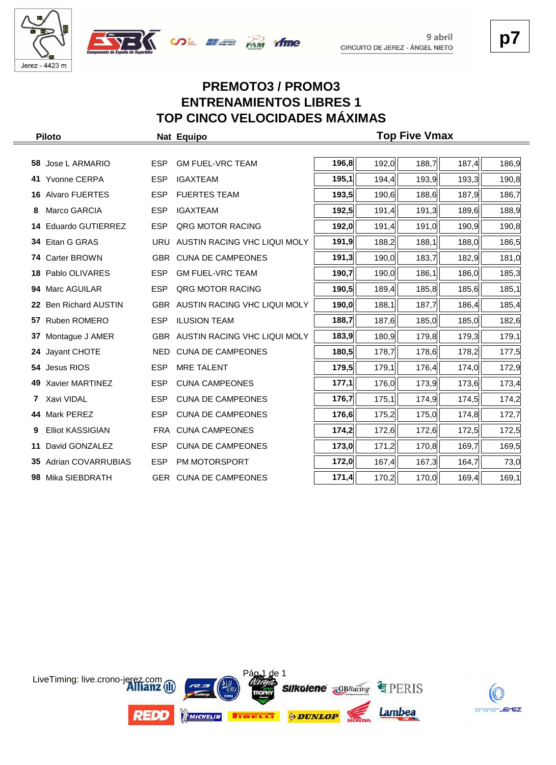9 abril
CIRCUITO DE JEREZ - ÁNGEL NIETO

Jerez - 4423 m

# PREMOTO3 / PROMO3
# ENTRENAMIENTOS LIBRES 1
# TOP CINCO VELOCIDADES MÁXIMAS

| Piloto | | Nat | Equipo | Top Five Vmax | | | | |
|---|---|---|---|---|---|---|---|---|
| 58 | Jose L ARMARIO | ESP | GM FUEL-VRC TEAM | **196,8** | 192,0 | 188,7 | 187,4 | 186,9 |
| 41 | Yvonne CERPA | ESP | IGAXTEAM | **195,1** | 194,4 | 193,9 | 193,3 | 190,8 |
| 16 | Alvaro FUERTES | ESP | FUERTES TEAM | **193,5** | 190,6 | 188,6 | 187,9 | 186,7 |
| 8 | Marco GARCIA | ESP | IGAXTEAM | **192,5** | 191,4 | 191,3 | 189,6 | 188,9 |
| 14 | Eduardo GUTIERREZ | ESP | QRG MOTOR RACING | **192,0** | 191,4 | 191,0 | 190,9 | 190,8 |
| 34 | Eitan G GRAS | URU | AUSTIN RACING VHC LIQUI MOLY | **191,9** | 188,2 | 188,1 | 188,0 | 186,5 |
| 74 | Carter BROWN | GBR | CUNA DE CAMPEONES | **191,3** | 190,0 | 183,7 | 182,9 | 181,0 |
| 18 | Pablo OLIVARES | ESP | GM FUEL-VRC TEAM | **190,7** | 190,0 | 186,1 | 186,0 | 185,3 |
| 94 | Marc AGUILAR | ESP | QRG MOTOR RACING | **190,5** | 189,4 | 185,8 | 185,6 | 185,1 |
| 22 | Ben Richard AUSTIN | GBR | AUSTIN RACING VHC LIQUI MOLY | **190,0** | 188,1 | 187,7 | 186,4 | 185,4 |
| 57 | Ruben ROMERO | ESP | ILUSION TEAM | **188,7** | 187,6 | 185,0 | 185,0 | 182,6 |
| 37 | Montague J AMER | GBR | AUSTIN RACING VHC LIQUI MOLY | **183,9** | 180,9 | 179,8 | 179,3 | 179,1 |
| 24 | Jayant CHOTE | NED | CUNA DE CAMPEONES | **180,5** | 178,7 | 178,6 | 178,2 | 177,5 |
| 54 | Jesus RIOS | ESP | MRE TALENT | **179,5** | 179,1 | 176,4 | 174,0 | 172,9 |
| 49 | Xavier MARTINEZ | ESP | CUNA CAMPEONES | **177,1** | 176,0 | 173,9 | 173,6 | 173,4 |
| 7 | Xavi VIDAL | ESP | CUNA DE CAMPEONES | **176,7** | 175,1 | 174,9 | 174,5 | 174,2 |
| 44 | Mark PEREZ | ESP | CUNA DE CAMPEONES | **176,6** | 175,2 | 175,0 | 174,8 | 172,7 |
| 9 | Elliot KASSIGIAN | FRA | CUNA CAMPEONES | **174,2** | 172,6 | 172,6 | 172,5 | 172,5 |
| 11 | David GONZALEZ | ESP | CUNA DE CAMPEONES | **173,0** | 171,2 | 170,8 | 169,7 | 169,5 |
| 35 | Adrian COVARRUBIAS | ESP | PM MOTORSPORT | **172,0** | 167,4 | 167,3 | 164,7 | 73,0 |
| 98 | Mika SIEBDRATH | GER | CUNA DE CAMPEONES | **171,4** | 170,2 | 170,0 | 169,4 | 169,1 |

LiveTiming: live.crono-jerez.com